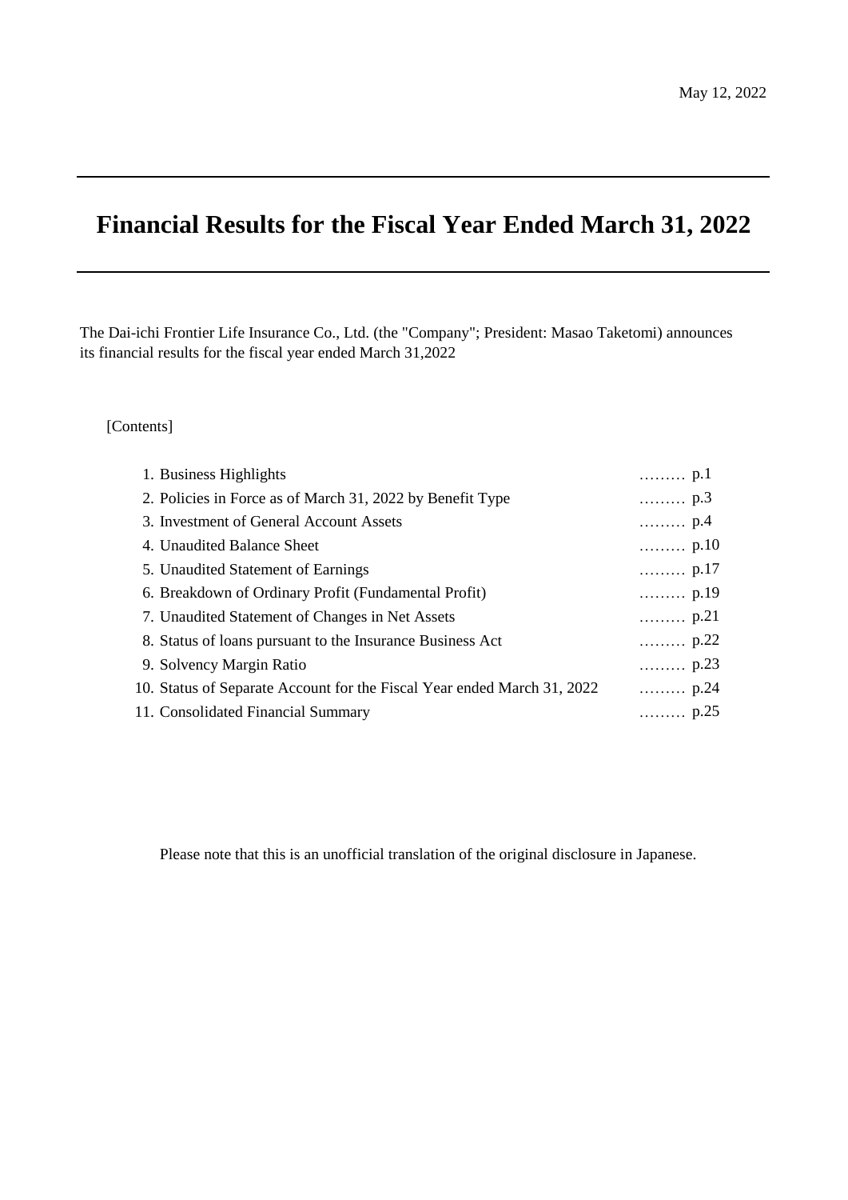May 12, 2022

# Financial Results for the Fiscal Year Ended March 31, 2022

The Dai-ichi Frontier Life Insurance Co., Ltd. (the "Company"; President: Masao Taketomi) announces its financial results for the fiscal year ended March 31,2022

[Contents]

| | |
|---|---|
| 1. Business Highlights | ……… p.1 |
| 2. Policies in Force as of March 31, 2022 by Benefit Type | ……… p.3 |
| 3. Investment of General Account Assets | ……… p.4 |
| 4. Unaudited Balance Sheet | ……… p.10 |
| 5. Unaudited Statement of Earnings | ……… p.17 |
| 6. Breakdown of Ordinary Profit (Fundamental Profit) | ……… p.19 |
| 7. Unaudited Statement of Changes in Net Assets | ……… p.21 |
| 8. Status of loans pursuant to the Insurance Business Act | ……… p.22 |
| 9. Solvency Margin Ratio | ……… p.23 |
| 10. Status of Separate Account for the Fiscal Year ended March 31, 2022 | ……… p.24 |
| 11. Consolidated Financial Summary | ……… p.25 |

Please note that this is an unofficial translation of the original disclosure in Japanese.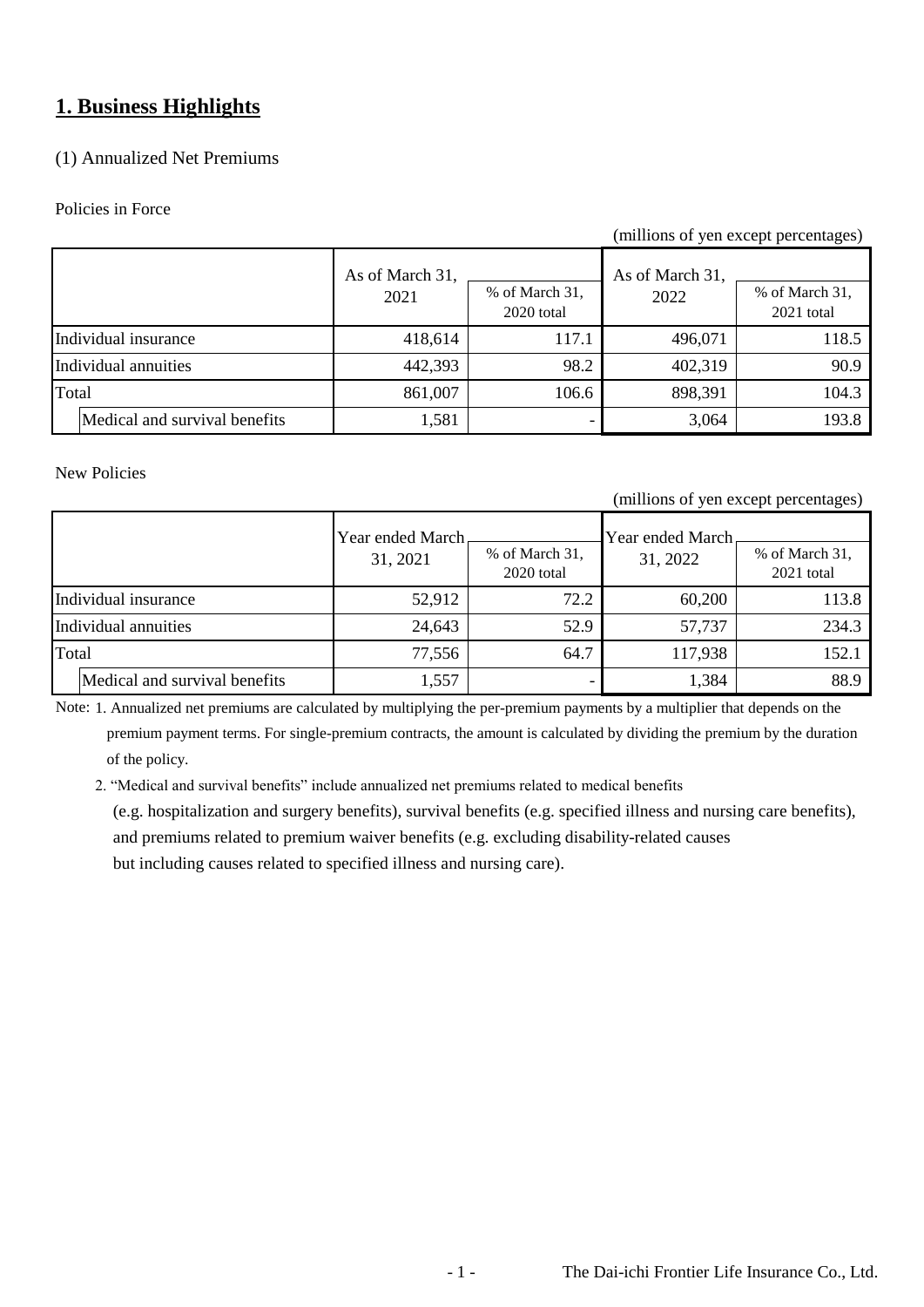## 1. Business Highlights

### (1) Annualized Net Premiums

Policies in Force

(millions of yen except percentages)

| | As of March 31, 2021 | % of March 31, 2020 total | As of March 31, 2022 | % of March 31, 2021 total |
|---|---|---|---|---|
| Individual insurance | 418,614 | 117.1 | 496,071 | 118.5 |
| Individual annuities | 442,393 | 98.2 | 402,319 | 90.9 |
| Total | 861,007 | 106.6 | 898,391 | 104.3 |
| Medical and survival benefits | 1,581 | - | 3,064 | 193.8 |

New Policies

(millions of yen except percentages)

| | Year ended March 31, 2021 | % of March 31, 2020 total | Year ended March 31, 2022 | % of March 31, 2021 total |
|---|---|---|---|---|
| Individual insurance | 52,912 | 72.2 | 60,200 | 113.8 |
| Individual annuities | 24,643 | 52.9 | 57,737 | 234.3 |
| Total | 77,556 | 64.7 | 117,938 | 152.1 |
| Medical and survival benefits | 1,557 | - | 1,384 | 88.9 |

Note: 1. Annualized net premiums are calculated by multiplying the per-premium payments by a multiplier that depends on the premium payment terms. For single-premium contracts, the amount is calculated by dividing the premium by the duration of the policy.

2. "Medical and survival benefits" include annualized net premiums related to medical benefits (e.g. hospitalization and surgery benefits), survival benefits (e.g. specified illness and nursing care benefits), and premiums related to premium waiver benefits (e.g. excluding disability-related causes but including causes related to specified illness and nursing care).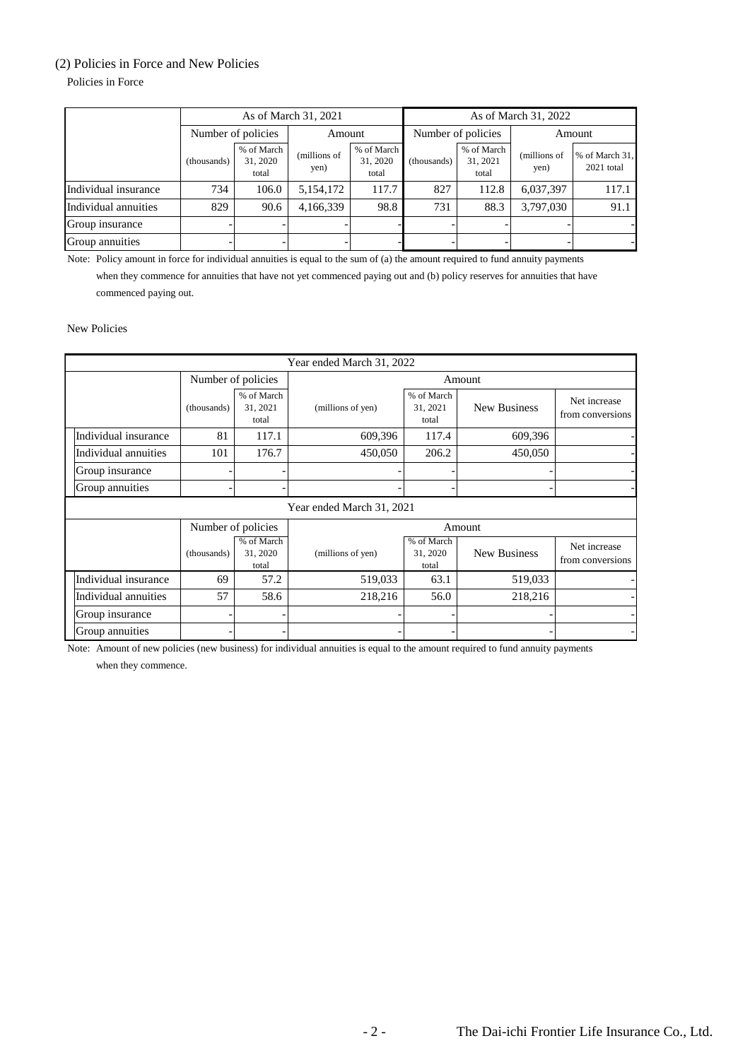### (2) Policies in Force and New Policies

Policies in Force

| | As of March 31, 2021 | | | | As of March 31, 2022 | | | |
|---|---|---|---|---|---|---|---|---|
| | Number of policies | | Amount | | Number of policies | | Amount | |
| | (thousands) | % of March 31, 2020 total | (millions of yen) | % of March 31, 2020 total | (thousands) | % of March 31, 2021 total | (millions of yen) | % of March 31, 2021 total |
| Individual insurance | 734 | 106.0 | 5,154,172 | 117.7 | 827 | 112.8 | 6,037,397 | 117.1 |
| Individual annuities | 829 | 90.6 | 4,166,339 | 98.8 | 731 | 88.3 | 3,797,030 | 91.1 |
| Group insurance | - | - | - | - | - | - | - | - |
| Group annuities | - | - | - | - | - | - | - | - |

Note: Policy amount in force for individual annuities is equal to the sum of (a) the amount required to fund annuity payments when they commence for annuities that have not yet commenced paying out and (b) policy reserves for annuities that have commenced paying out.

New Policies

| Year ended March 31, 2022 | | | | | | |
|---|---|---|---|---|---|---|
| | Number of policies | | Amount | | | |
| | (thousands) | % of March 31, 2021 total | (millions of yen) | % of March 31, 2021 total | New Business | Net increase from conversions |
| Individual insurance | 81 | 117.1 | 609,396 | 117.4 | 609,396 | - |
| Individual annuities | 101 | 176.7 | 450,050 | 206.2 | 450,050 | - |
| Group insurance | - | - | - | - | - | - |
| Group annuities | - | - | - | - | - | - |
| **Year ended March 31, 2021** | | | | | | |
| | Number of policies | | Amount | | | |
| | (thousands) | % of March 31, 2020 total | (millions of yen) | % of March 31, 2020 total | New Business | Net increase from conversions |
| Individual insurance | 69 | 57.2 | 519,033 | 63.1 | 519,033 | - |
| Individual annuities | 57 | 58.6 | 218,216 | 56.0 | 218,216 | - |
| Group insurance | - | - | - | - | - | - |
| Group annuities | - | - | - | - | - | - |

Note: Amount of new policies (new business) for individual annuities is equal to the amount required to fund annuity payments when they commence.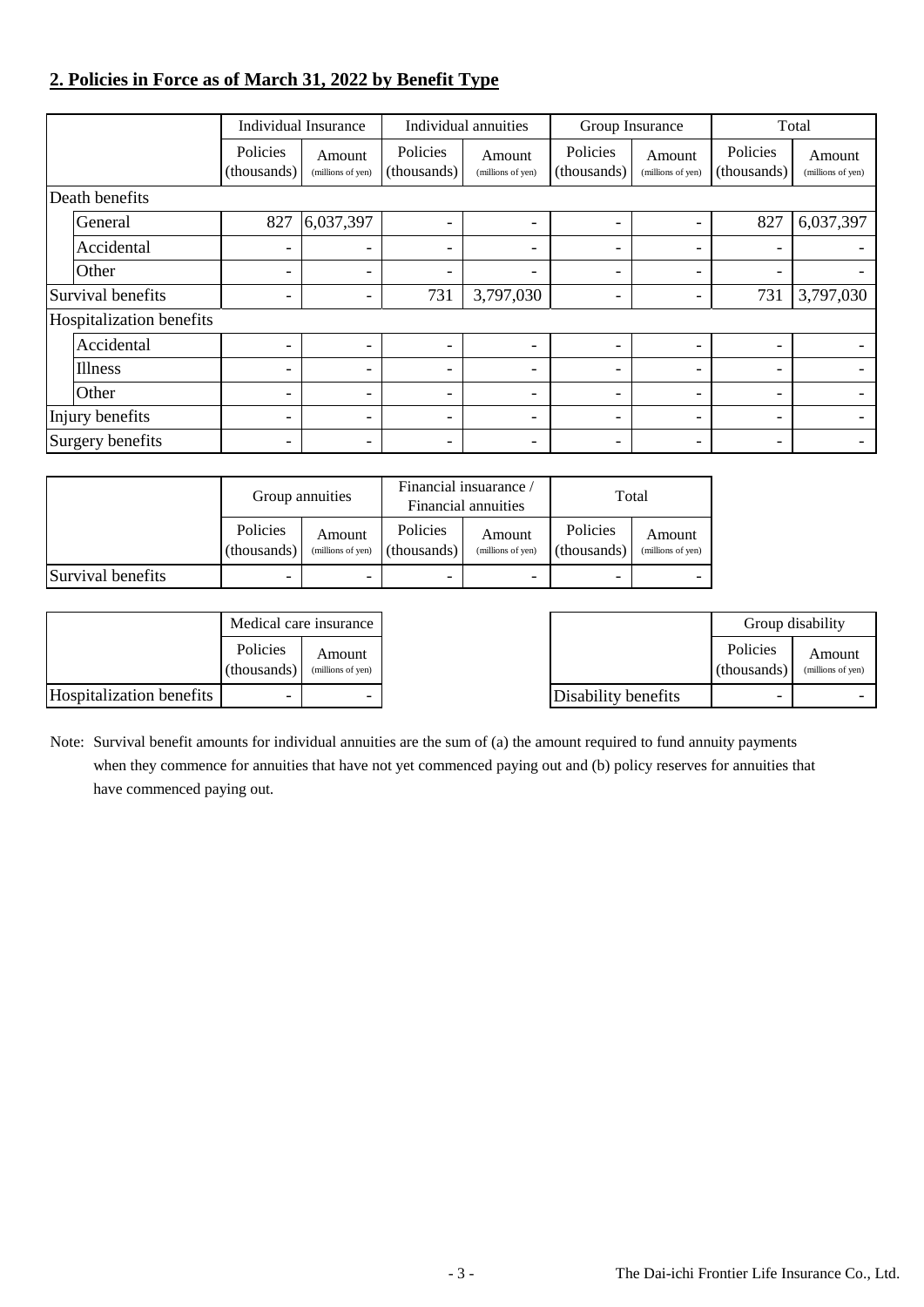## 2. Policies in Force as of March 31, 2022 by Benefit Type

| | Individual Insurance | | Individual annuities | | Group Insurance | | Total | |
|---|---|---|---|---|---|---|---|---|
| | Policies (thousands) | Amount (millions of yen) | Policies (thousands) | Amount (millions of yen) | Policies (thousands) | Amount (millions of yen) | Policies (thousands) | Amount (millions of yen) |
| Death benefits | | | | | | | | |
| General | 827 | 6,037,397 | - | - | - | - | 827 | 6,037,397 |
| Accidental | - | - | - | - | - | - | - | - |
| Other | - | - | - | - | - | - | - | - |
| Survival benefits | - | - | 731 | 3,797,030 | - | - | 731 | 3,797,030 |
| Hospitalization benefits | | | | | | | | |
| Accidental | - | - | - | - | - | - | - | - |
| Illness | - | - | - | - | - | - | - | - |
| Other | - | - | - | - | - | - | - | - |
| Injury benefits | - | - | - | - | - | - | - | - |
| Surgery benefits | - | - | - | - | - | - | - | - |

| | Group annuities | | Financial insuarance / Financial annuities | | Total | |
|---|---|---|---|---|---|---|
| | Policies (thousands) | Amount (millions of yen) | Policies (thousands) | Amount (millions of yen) | Policies (thousands) | Amount (millions of yen) |
| Survival benefits | - | - | - | - | - | - |

| | Medical care insurance | |
|---|---|---|
| | Policies (thousands) | Amount (millions of yen) |
| Hospitalization benefits | - | - |

| | Group disability | |
|---|---|---|
| | Policies (thousands) | Amount (millions of yen) |
| Disability benefits | - | - |

Note: Survival benefit amounts for individual annuities are the sum of (a) the amount required to fund annuity payments when they commence for annuities that have not yet commenced paying out and (b) policy reserves for annuities that have commenced paying out.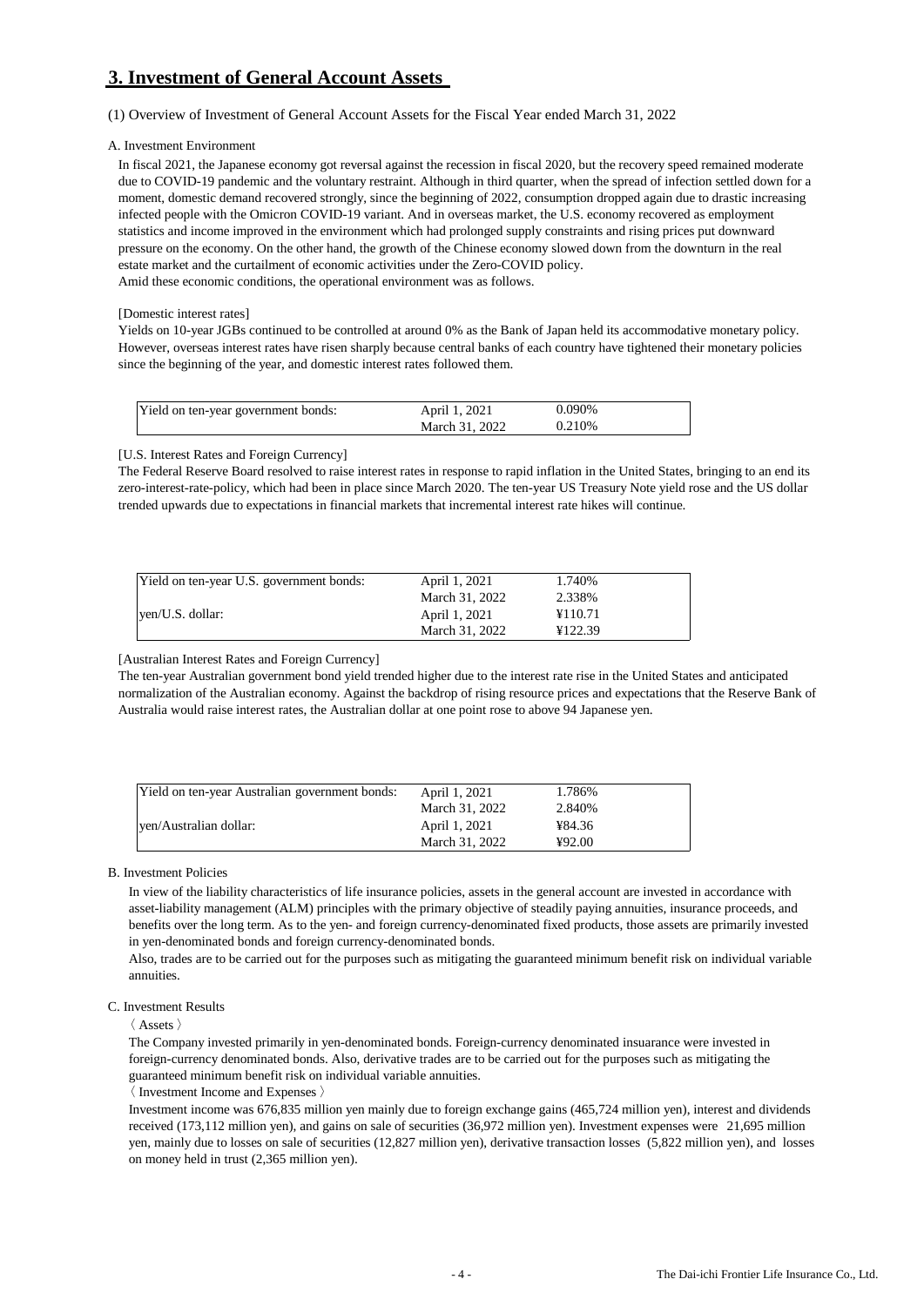# 3. Investment of General Account Assets

(1) Overview of Investment of General Account Assets for the Fiscal Year ended March 31, 2022

A. Investment Environment

In fiscal 2021, the Japanese economy got reversal against the recession in fiscal 2020, but the recovery speed remained moderate due to COVID-19 pandemic and the voluntary restraint. Although in third quarter, when the spread of infection settled down for a moment, domestic demand recovered strongly, since the beginning of 2022, consumption dropped again due to drastic increasing infected people with the Omicron COVID-19 variant. And in overseas market, the U.S. economy recovered as employment statistics and income improved in the environment which had prolonged supply constraints and rising prices put downward pressure on the economy. On the other hand, the growth of the Chinese economy slowed down from the downturn in the real estate market and the curtailment of economic activities under the Zero-COVID policy.
Amid these economic conditions, the operational environment was as follows.

[Domestic interest rates]

Yields on 10-year JGBs continued to be controlled at around 0% as the Bank of Japan held its accommodative monetary policy. However, overseas interest rates have risen sharply because central banks of each country have tightened their monetary policies since the beginning of the year, and domestic interest rates followed them.

| | | |
|---|---|---|
| Yield on ten-year government bonds: | April 1, 2021 | 0.090% |
| | March 31, 2022 | 0.210% |

[U.S. Interest Rates and Foreign Currency]

The Federal Reserve Board resolved to raise interest rates in response to rapid inflation in the United States, bringing to an end its zero-interest-rate-policy, which had been in place since March 2020. The ten-year US Treasury Note yield rose and the US dollar trended upwards due to expectations in financial markets that incremental interest rate hikes will continue.

| | | |
|---|---|---|
| Yield on ten-year U.S. government bonds: | April 1, 2021 | 1.740% |
| | March 31, 2022 | 2.338% |
| yen/U.S. dollar: | April 1, 2021 | ¥110.71 |
| | March 31, 2022 | ¥122.39 |

[Australian Interest Rates and Foreign Currency]

The ten-year Australian government bond yield trended higher due to the interest rate rise in the United States and anticipated normalization of the Australian economy. Against the backdrop of rising resource prices and expectations that the Reserve Bank of Australia would raise interest rates, the Australian dollar at one point rose to above 94 Japanese yen.

| | | |
|---|---|---|
| Yield on ten-year Australian government bonds: | April 1, 2021 | 1.786% |
| | March 31, 2022 | 2.840% |
| yen/Australian dollar: | April 1, 2021 | ¥84.36 |
| | March 31, 2022 | ¥92.00 |

B. Investment Policies

In view of the liability characteristics of life insurance policies, assets in the general account are invested in accordance with asset-liability management (ALM) principles with the primary objective of steadily paying annuities, insurance proceeds, and benefits over the long term. As to the yen- and foreign currency-denominated fixed products, those assets are primarily invested in yen-denominated bonds and foreign currency-denominated bonds.

Also, trades are to be carried out for the purposes such as mitigating the guaranteed minimum benefit risk on individual variable annuities.

C. Investment Results

〈 Assets 〉

The Company invested primarily in yen-denominated bonds. Foreign-currency denominated insuarance were invested in foreign-currency denominated bonds. Also, derivative trades are to be carried out for the purposes such as mitigating the guaranteed minimum benefit risk on individual variable annuities.

〈 Investment Income and Expenses 〉

Investment income was 676,835 million yen mainly due to foreign exchange gains (465,724 million yen), interest and dividends received (173,112 million yen), and gains on sale of securities (36,972 million yen). Investment expenses were 21,695 million yen, mainly due to losses on sale of securities (12,827 million yen), derivative transaction losses (5,822 million yen), and losses on money held in trust (2,365 million yen).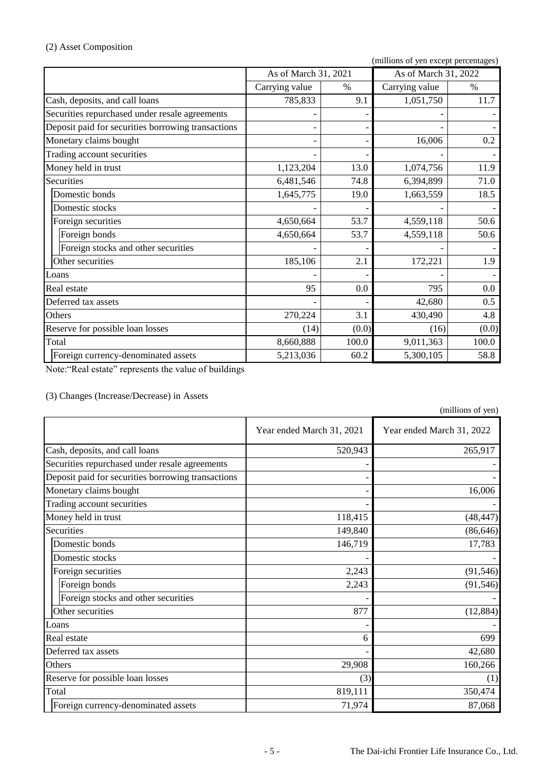(2) Asset Composition

(millions of yen except percentages)

| | As of March 31, 2021 | | As of March 31, 2022 | |
|---|---|---|---|---|
| | Carrying value | % | Carrying value | % |
| Cash, deposits, and call loans | 785,833 | 9.1 | 1,051,750 | 11.7 |
| Securities repurchased under resale agreements | - | - | - | - |
| Deposit paid for securities borrowing transactions | - | - | - | - |
| Monetary claims bought | - | - | 16,006 | 0.2 |
| Trading account securities | - | - | - | - |
| Money held in trust | 1,123,204 | 13.0 | 1,074,756 | 11.9 |
| Securities | 6,481,546 | 74.8 | 6,394,899 | 71.0 |
| Domestic bonds | 1,645,775 | 19.0 | 1,663,559 | 18.5 |
| Domestic stocks | - | - | - | - |
| Foreign securities | 4,650,664 | 53.7 | 4,559,118 | 50.6 |
| Foreign bonds | 4,650,664 | 53.7 | 4,559,118 | 50.6 |
| Foreign stocks and other securities | - | - | - | - |
| Other securities | 185,106 | 2.1 | 172,221 | 1.9 |
| Loans | - | - | - | - |
| Real estate | 95 | 0.0 | 795 | 0.0 |
| Deferred tax assets | - | - | 42,680 | 0.5 |
| Others | 270,224 | 3.1 | 430,490 | 4.8 |
| Reserve for possible loan losses | (14) | (0.0) | (16) | (0.0) |
| Total | 8,660,888 | 100.0 | 9,011,363 | 100.0 |
| Foreign currency-denominated assets | 5,213,036 | 60.2 | 5,300,105 | 58.8 |

Note:"Real estate" represents the value of buildings.

(3) Changes (Increase/Decrease) in Assets

(millions of yen)

| | Year ended March 31, 2021 | Year ended March 31, 2022 |
|---|---|---|
| Cash, deposits, and call loans | 520,943 | 265,917 |
| Securities repurchased under resale agreements | - | - |
| Deposit paid for securities borrowing transactions | - | - |
| Monetary claims bought | - | 16,006 |
| Trading account securities | - | - |
| Money held in trust | 118,415 | (48,447) |
| Securities | 149,840 | (86,646) |
| Domestic bonds | 146,719 | 17,783 |
| Domestic stocks | - | - |
| Foreign securities | 2,243 | (91,546) |
| Foreign bonds | 2,243 | (91,546) |
| Foreign stocks and other securities | - | - |
| Other securities | 877 | (12,884) |
| Loans | - | - |
| Real estate | 6 | 699 |
| Deferred tax assets | - | 42,680 |
| Others | 29,908 | 160,266 |
| Reserve for possible loan losses | (3) | (1) |
| Total | 819,111 | 350,474 |
| Foreign currency-denominated assets | 71,974 | 87,068 |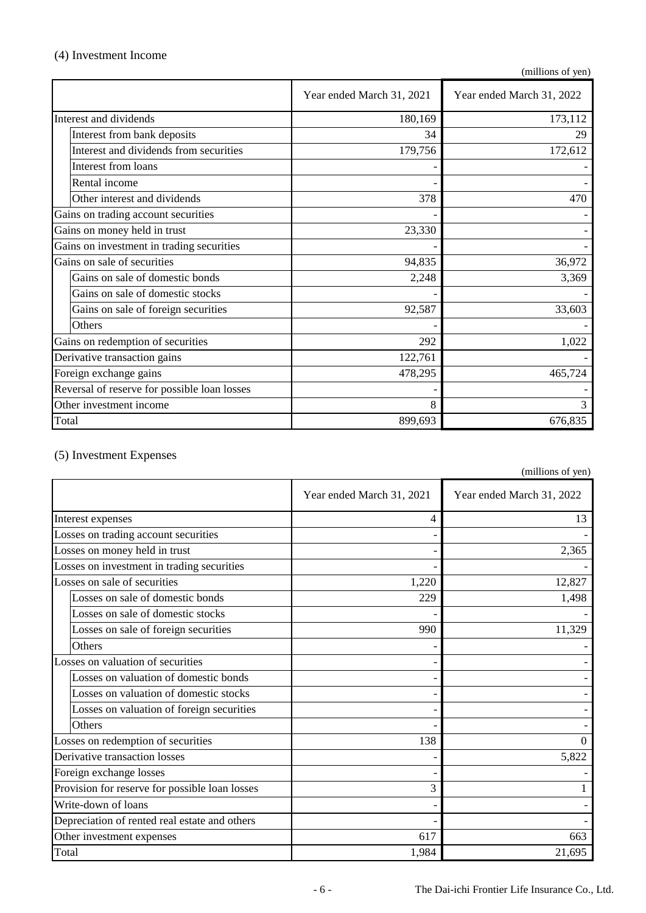## (4) Investment Income

(millions of yen)

| | Year ended March 31, 2021 | Year ended March 31, 2022 |
|---|---|---|
| Interest and dividends | 180,169 | 173,112 |
| Interest from bank deposits | 34 | 29 |
| Interest and dividends from securities | 179,756 | 172,612 |
| Interest from loans | - | - |
| Rental income | - | - |
| Other interest and dividends | 378 | 470 |
| Gains on trading account securities | - | - |
| Gains on money held in trust | 23,330 | - |
| Gains on investment in trading securities | - | - |
| Gains on sale of securities | 94,835 | 36,972 |
| Gains on sale of domestic bonds | 2,248 | 3,369 |
| Gains on sale of domestic stocks | - | - |
| Gains on sale of foreign securities | 92,587 | 33,603 |
| Others | - | - |
| Gains on redemption of securities | 292 | 1,022 |
| Derivative transaction gains | 122,761 | - |
| Foreign exchange gains | 478,295 | 465,724 |
| Reversal of reserve for possible loan losses | - | - |
| Other investment income | 8 | 3 |
| Total | 899,693 | 676,835 |

## (5) Investment Expenses

(millions of yen)

| | Year ended March 31, 2021 | Year ended March 31, 2022 |
|---|---|---|
| Interest expenses | 4 | 13 |
| Losses on trading account securities | - | - |
| Losses on money held in trust | - | 2,365 |
| Losses on investment in trading securities | - | - |
| Losses on sale of securities | 1,220 | 12,827 |
| Losses on sale of domestic bonds | 229 | 1,498 |
| Losses on sale of domestic stocks | - | - |
| Losses on sale of foreign securities | 990 | 11,329 |
| Others | - | - |
| Losses on valuation of securities | - | - |
| Losses on valuation of domestic bonds | - | - |
| Losses on valuation of domestic stocks | - | - |
| Losses on valuation of foreign securities | - | - |
| Others | - | - |
| Losses on redemption of securities | 138 | 0 |
| Derivative transaction losses | - | 5,822 |
| Foreign exchange losses | - | - |
| Provision for reserve for possible loan losses | 3 | 1 |
| Write-down of loans | - | - |
| Depreciation of rented real estate and others | - | - |
| Other investment expenses | 617 | 663 |
| Total | 1,984 | 21,695 |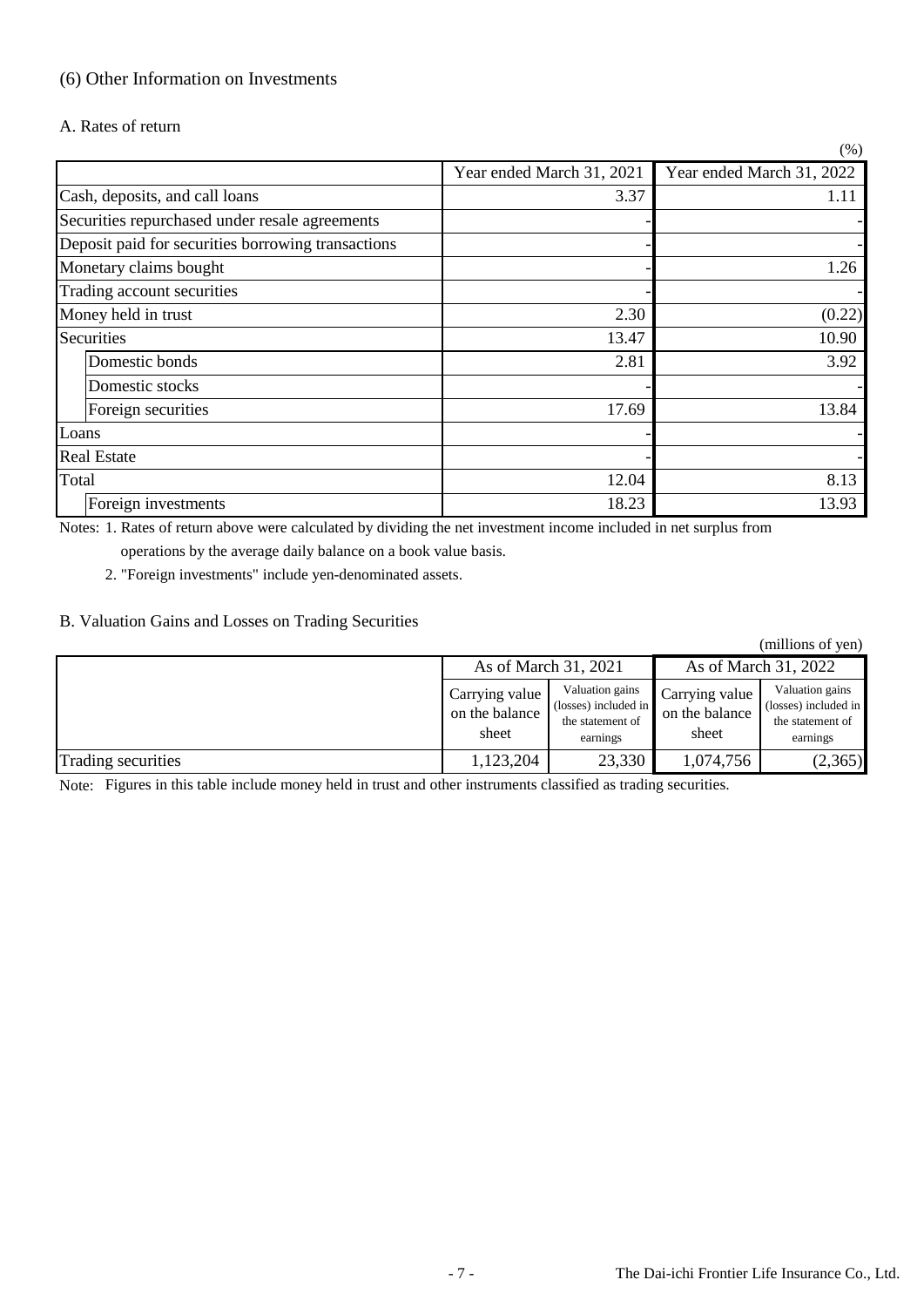## (6) Other Information on Investments

### A. Rates of return

(%)

| | Year ended March 31, 2021 | Year ended March 31, 2022 |
|---|---|---|
| Cash, deposits, and call loans | 3.37 | 1.11 |
| Securities repurchased under resale agreements | - | - |
| Deposit paid for securities borrowing transactions | - | - |
| Monetary claims bought | - | 1.26 |
| Trading account securities | - | - |
| Money held in trust | 2.30 | (0.22) |
| Securities | 13.47 | 10.90 |
| Domestic bonds | 2.81 | 3.92 |
| Domestic stocks | - | - |
| Foreign securities | 17.69 | 13.84 |
| Loans | - | - |
| Real Estate | - | - |
| Total | 12.04 | 8.13 |
| Foreign investments | 18.23 | 13.93 |

Notes: 1. Rates of return above were calculated by dividing the net investment income included in net surplus from operations by the average daily balance on a book value basis.

2. "Foreign investments" include yen-denominated assets.

### B. Valuation Gains and Losses on Trading Securities

(millions of yen)

| | As of March 31, 2021 | | As of March 31, 2022 | |
|---|---|---|---|---|
| | Carrying value on the balance sheet | Valuation gains (losses) included in the statement of earnings | Carrying value on the balance sheet | Valuation gains (losses) included in the statement of earnings |
| Trading securities | 1,123,204 | 23,330 | 1,074,756 | (2,365) |

Note: Figures in this table include money held in trust and other instruments classified as trading securities.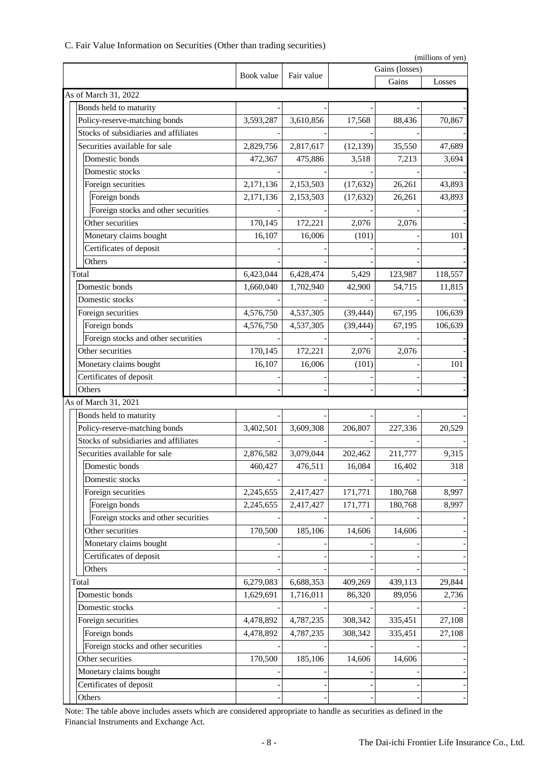C. Fair Value Information on Securities (Other than trading securities)

(millions of yen)

| | Book value | Fair value | Gains (losses) | | |
|---|---|---|---|---|---|
| | | | | Gains | Losses |
| **As of March 31, 2022** | | | | | |
| Bonds held to maturity | - | - | - | - | - |
| Policy-reserve-matching bonds | 3,593,287 | 3,610,856 | 17,568 | 88,436 | 70,867 |
| Stocks of subsidiaries and affiliates | - | - | - | - | - |
| Securities available for sale | 2,829,756 | 2,817,617 | (12,139) | 35,550 | 47,689 |
| Domestic bonds | 472,367 | 475,886 | 3,518 | 7,213 | 3,694 |
| Domestic stocks | - | - | - | - | - |
| Foreign securities | 2,171,136 | 2,153,503 | (17,632) | 26,261 | 43,893 |
| Foreign bonds | 2,171,136 | 2,153,503 | (17,632) | 26,261 | 43,893 |
| Foreign stocks and other securities | - | - | - | - | - |
| Other securities | 170,145 | 172,221 | 2,076 | 2,076 | - |
| Monetary claims bought | 16,107 | 16,006 | (101) | - | 101 |
| Certificates of deposit | - | - | - | - | - |
| Others | - | - | - | - | - |
| Total | 6,423,044 | 6,428,474 | 5,429 | 123,987 | 118,557 |
| Domestic bonds | 1,660,040 | 1,702,940 | 42,900 | 54,715 | 11,815 |
| Domestic stocks | - | - | - | - | - |
| Foreign securities | 4,576,750 | 4,537,305 | (39,444) | 67,195 | 106,639 |
| Foreign bonds | 4,576,750 | 4,537,305 | (39,444) | 67,195 | 106,639 |
| Foreign stocks and other securities | - | - | - | - | - |
| Other securities | 170,145 | 172,221 | 2,076 | 2,076 | - |
| Monetary claims bought | 16,107 | 16,006 | (101) | - | 101 |
| Certificates of deposit | - | - | - | - | - |
| Others | - | - | - | - | - |
| **As of March 31, 2021** | | | | | |
| Bonds held to maturity | - | - | - | - | - |
| Policy-reserve-matching bonds | 3,402,501 | 3,609,308 | 206,807 | 227,336 | 20,529 |
| Stocks of subsidiaries and affiliates | - | - | - | - | - |
| Securities available for sale | 2,876,582 | 3,079,044 | 202,462 | 211,777 | 9,315 |
| Domestic bonds | 460,427 | 476,511 | 16,084 | 16,402 | 318 |
| Domestic stocks | - | - | - | - | - |
| Foreign securities | 2,245,655 | 2,417,427 | 171,771 | 180,768 | 8,997 |
| Foreign bonds | 2,245,655 | 2,417,427 | 171,771 | 180,768 | 8,997 |
| Foreign stocks and other securities | - | - | - | - | - |
| Other securities | 170,500 | 185,106 | 14,606 | 14,606 | - |
| Monetary claims bought | - | - | - | - | - |
| Certificates of deposit | - | - | - | - | - |
| Others | - | - | - | - | - |
| Total | 6,279,083 | 6,688,353 | 409,269 | 439,113 | 29,844 |
| Domestic bonds | 1,629,691 | 1,716,011 | 86,320 | 89,056 | 2,736 |
| Domestic stocks | - | - | - | - | - |
| Foreign securities | 4,478,892 | 4,787,235 | 308,342 | 335,451 | 27,108 |
| Foreign bonds | 4,478,892 | 4,787,235 | 308,342 | 335,451 | 27,108 |
| Foreign stocks and other securities | - | - | - | - | - |
| Other securities | 170,500 | 185,106 | 14,606 | 14,606 | - |
| Monetary claims bought | - | - | - | - | - |
| Certificates of deposit | - | - | - | - | - |
| Others | - | - | - | - | - |

Note: The table above includes assets which are considered appropriate to handle as securities as defined in the Financial Instruments and Exchange Act.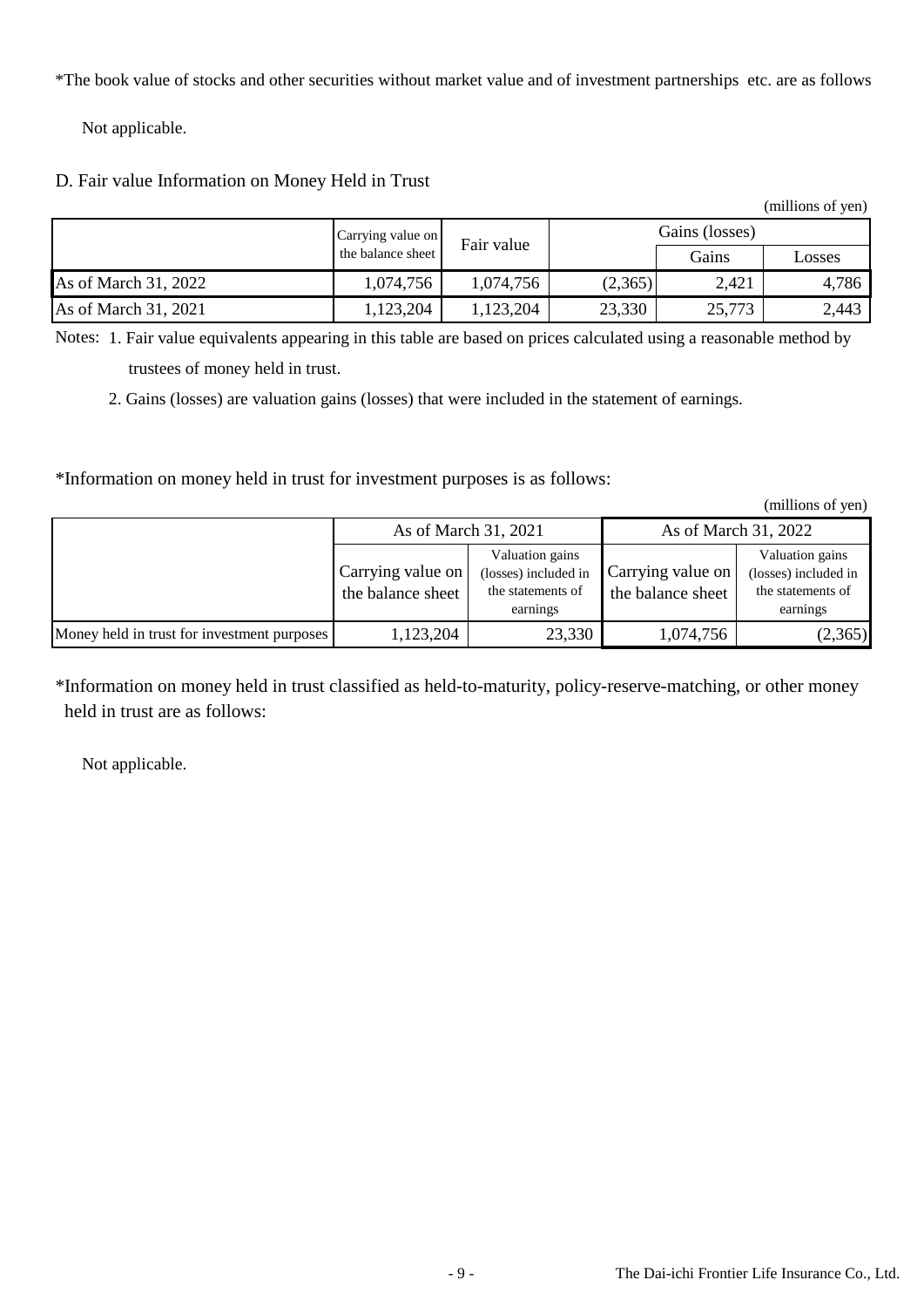*The book value of stocks and other securities without market value and of investment partnerships etc. are as follows

Not applicable.

D. Fair value Information on Money Held in Trust

(millions of yen)

| | Carrying value on the balance sheet | Fair value | Gains (losses) | | |
|---|---|---|---|---|---|
| | | | | Gains | Losses |
| As of March 31, 2022 | 1,074,756 | 1,074,756 | (2,365) | 2,421 | 4,786 |
| As of March 31, 2021 | 1,123,204 | 1,123,204 | 23,330 | 25,773 | 2,443 |

Notes: 1. Fair value equivalents appearing in this table are based on prices calculated using a reasonable method by trustees of money held in trust.

2. Gains (losses) are valuation gains (losses) that were included in the statement of earnings.

*Information on money held in trust for investment purposes is as follows:

(millions of yen)

| | As of March 31, 2021 | | As of March 31, 2022 | |
|---|---|---|---|---|
| | Carrying value on the balance sheet | Valuation gains (losses) included in the statements of earnings | Carrying value on the balance sheet | Valuation gains (losses) included in the statements of earnings |
| Money held in trust for investment purposes | 1,123,204 | 23,330 | 1,074,756 | (2,365) |

*Information on money held in trust classified as held-to-maturity, policy-reserve-matching, or other money held in trust are as follows:

Not applicable.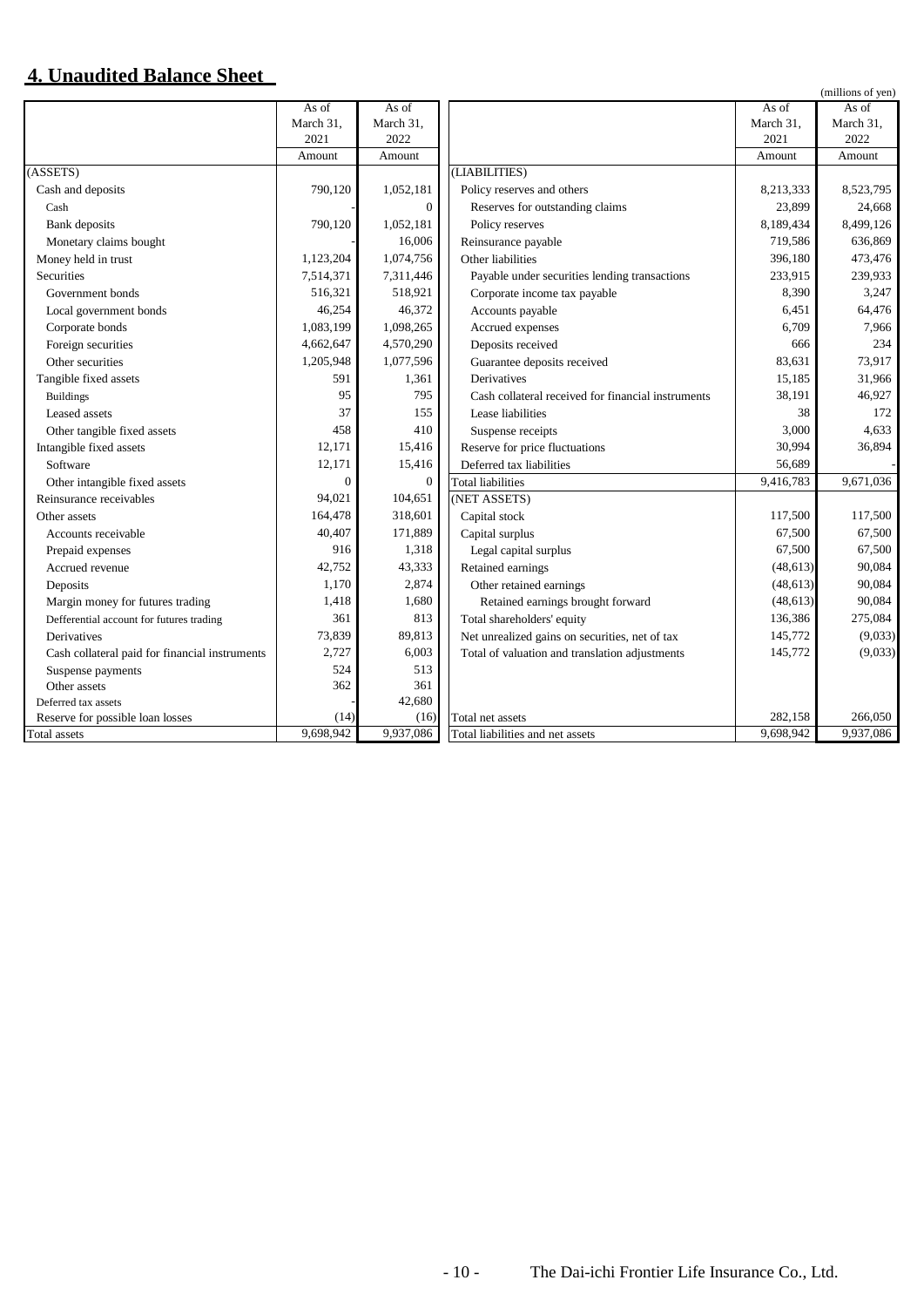## 4. Unaudited Balance Sheet

(millions of yen)

| | As of March 31, 2021 | As of March 31, 2022 |
|---|---|---|
| | Amount | Amount |
| (ASSETS) | | |
| Cash and deposits | 790,120 | 1,052,181 |
| Cash | - | 0 |
| Bank deposits | 790,120 | 1,052,181 |
| Monetary claims bought | - | 16,006 |
| Money held in trust | 1,123,204 | 1,074,756 |
| Securities | 7,514,371 | 7,311,446 |
| Government bonds | 516,321 | 518,921 |
| Local government bonds | 46,254 | 46,372 |
| Corporate bonds | 1,083,199 | 1,098,265 |
| Foreign securities | 4,662,647 | 4,570,290 |
| Other securities | 1,205,948 | 1,077,596 |
| Tangible fixed assets | 591 | 1,361 |
| Buildings | 95 | 795 |
| Leased assets | 37 | 155 |
| Other tangible fixed assets | 458 | 410 |
| Intangible fixed assets | 12,171 | 15,416 |
| Software | 12,171 | 15,416 |
| Other intangible fixed assets | 0 | 0 |
| Reinsurance receivables | 94,021 | 104,651 |
| Other assets | 164,478 | 318,601 |
| Accounts receivable | 40,407 | 171,889 |
| Prepaid expenses | 916 | 1,318 |
| Accrued revenue | 42,752 | 43,333 |
| Deposits | 1,170 | 2,874 |
| Margin money for futures trading | 1,418 | 1,680 |
| Defferential account for futures trading | 361 | 813 |
| Derivatives | 73,839 | 89,813 |
| Cash collateral paid for financial instruments | 2,727 | 6,003 |
| Suspense payments | 524 | 513 |
| Other assets | 362 | 361 |
| Deferred tax assets | - | 42,680 |
| Reserve for possible loan losses | (14) | (16) |
| Total assets | 9,698,942 | 9,937,086 |

| | As of March 31, 2021 | As of March 31, 2022 |
|---|---|---|
| | Amount | Amount |
| (LIABILITIES) | | |
| Policy reserves and others | 8,213,333 | 8,523,795 |
| Reserves for outstanding claims | 23,899 | 24,668 |
| Policy reserves | 8,189,434 | 8,499,126 |
| Reinsurance payable | 719,586 | 636,869 |
| Other liabilities | 396,180 | 473,476 |
| Payable under securities lending transactions | 233,915 | 239,933 |
| Corporate income tax payable | 8,390 | 3,247 |
| Accounts payable | 6,451 | 64,476 |
| Accrued expenses | 6,709 | 7,966 |
| Deposits received | 666 | 234 |
| Guarantee deposits received | 83,631 | 73,917 |
| Derivatives | 15,185 | 31,966 |
| Cash collateral received for financial instruments | 38,191 | 46,927 |
| Lease liabilities | 38 | 172 |
| Suspense receipts | 3,000 | 4,633 |
| Reserve for price fluctuations | 30,994 | 36,894 |
| Deferred tax liabilities | 56,689 | - |
| Total liabilities | 9,416,783 | 9,671,036 |
| (NET ASSETS) | | |
| Capital stock | 117,500 | 117,500 |
| Capital surplus | 67,500 | 67,500 |
| Legal capital surplus | 67,500 | 67,500 |
| Retained earnings | (48,613) | 90,084 |
| Other retained earnings | (48,613) | 90,084 |
| Retained earnings brought forward | (48,613) | 90,084 |
| Total shareholders' equity | 136,386 | 275,084 |
| Net unrealized gains on securities, net of tax | 145,772 | (9,033) |
| Total of valuation and translation adjustments | 145,772 | (9,033) |
| Total net assets | 282,158 | 266,050 |
| Total liabilities and net assets | 9,698,942 | 9,937,086 |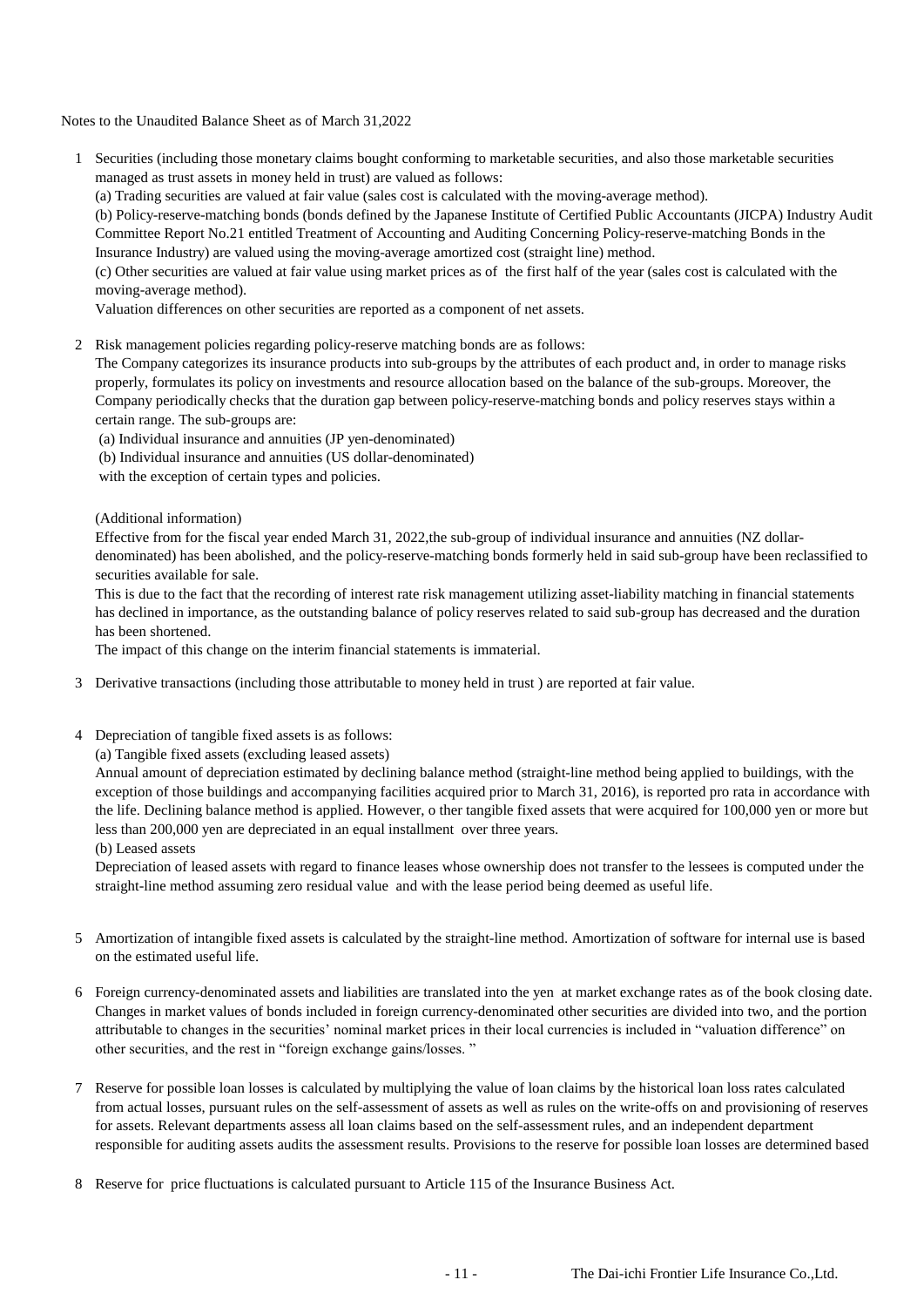Notes to the Unaudited Balance Sheet as of March 31,2022

1 Securities (including those monetary claims bought conforming to marketable securities, and also those marketable securities managed as trust assets in money held in trust) are valued as follows:
(a) Trading securities are valued at fair value (sales cost is calculated with the moving-average method).
(b) Policy-reserve-matching bonds (bonds defined by the Japanese Institute of Certified Public Accountants (JICPA) Industry Audit Committee Report No.21 entitled Treatment of Accounting and Auditing Concerning Policy-reserve-matching Bonds in the Insurance Industry) are valued using the moving-average amortized cost (straight line) method.
(c) Other securities are valued at fair value using market prices as of the first half of the year (sales cost is calculated with the moving-average method).
Valuation differences on other securities are reported as a component of net assets.

2 Risk management policies regarding policy-reserve matching bonds are as follows:
The Company categorizes its insurance products into sub-groups by the attributes of each product and, in order to manage risks properly, formulates its policy on investments and resource allocation based on the balance of the sub-groups. Moreover, the Company periodically checks that the duration gap between policy-reserve-matching bonds and policy reserves stays within a certain range. The sub-groups are:
(a) Individual insurance and annuities (JP yen-denominated)
(b) Individual insurance and annuities (US dollar-denominated)
with the exception of certain types and policies.

(Additional information)
Effective from for the fiscal year ended March 31, 2022,the sub-group of individual insurance and annuities (NZ dollar-denominated) has been abolished, and the policy-reserve-matching bonds formerly held in said sub-group have been reclassified to securities available for sale.
This is due to the fact that the recording of interest rate risk management utilizing asset-liability matching in financial statements has declined in importance, as the outstanding balance of policy reserves related to said sub-group has decreased and the duration has been shortened.
The impact of this change on the interim financial statements is immaterial.

3 Derivative transactions (including those attributable to money held in trust ) are reported at fair value.

4 Depreciation of tangible fixed assets is as follows:
(a) Tangible fixed assets (excluding leased assets)
Annual amount of depreciation estimated by declining balance method (straight-line method being applied to buildings, with the exception of those buildings and accompanying facilities acquired prior to March 31, 2016), is reported pro rata in accordance with the life. Declining balance method is applied. However, o ther tangible fixed assets that were acquired for 100,000 yen or more but less than 200,000 yen are depreciated in an equal installment over three years.
(b) Leased assets
Depreciation of leased assets with regard to finance leases whose ownership does not transfer to the lessees is computed under the straight-line method assuming zero residual value and with the lease period being deemed as useful life.

5 Amortization of intangible fixed assets is calculated by the straight-line method. Amortization of software for internal use is based on the estimated useful life.

6 Foreign currency-denominated assets and liabilities are translated into the yen at market exchange rates as of the book closing date. Changes in market values of bonds included in foreign currency-denominated other securities are divided into two, and the portion attributable to changes in the securities' nominal market prices in their local currencies is included in "valuation difference" on other securities, and the rest in "foreign exchange gains/losses. "

7 Reserve for possible loan losses is calculated by multiplying the value of loan claims by the historical loan loss rates calculated from actual losses, pursuant rules on the self-assessment of assets as well as rules on the write-offs on and provisioning of reserves for assets. Relevant departments assess all loan claims based on the self-assessment rules, and an independent department responsible for auditing assets audits the assessment results. Provisions to the reserve for possible loan losses are determined based

8 Reserve for price fluctuations is calculated pursuant to Article 115 of the Insurance Business Act.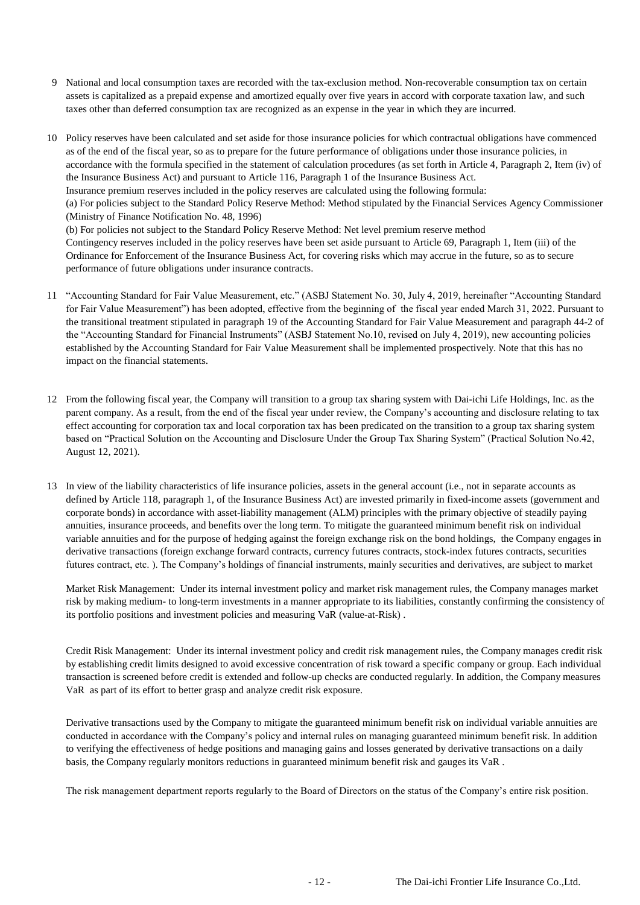9 National and local consumption taxes are recorded with the tax-exclusion method. Non-recoverable consumption tax on certain assets is capitalized as a prepaid expense and amortized equally over five years in accord with corporate taxation law, and such taxes other than deferred consumption tax are recognized as an expense in the year in which they are incurred.

10 Policy reserves have been calculated and set aside for those insurance policies for which contractual obligations have commenced as of the end of the fiscal year, so as to prepare for the future performance of obligations under those insurance policies, in accordance with the formula specified in the statement of calculation procedures (as set forth in Article 4, Paragraph 2, Item (iv) of the Insurance Business Act) and pursuant to Article 116, Paragraph 1 of the Insurance Business Act.
Insurance premium reserves included in the policy reserves are calculated using the following formula:
(a) For policies subject to the Standard Policy Reserve Method: Method stipulated by the Financial Services Agency Commissioner (Ministry of Finance Notification No. 48, 1996)
(b) For policies not subject to the Standard Policy Reserve Method: Net level premium reserve method
Contingency reserves included in the policy reserves have been set aside pursuant to Article 69, Paragraph 1, Item (iii) of the Ordinance for Enforcement of the Insurance Business Act, for covering risks which may accrue in the future, so as to secure performance of future obligations under insurance contracts.

11 "Accounting Standard for Fair Value Measurement, etc." (ASBJ Statement No. 30, July 4, 2019, hereinafter "Accounting Standard for Fair Value Measurement") has been adopted, effective from the beginning of the fiscal year ended March 31, 2022. Pursuant to the transitional treatment stipulated in paragraph 19 of the Accounting Standard for Fair Value Measurement and paragraph 44-2 of the "Accounting Standard for Financial Instruments" (ASBJ Statement No.10, revised on July 4, 2019), new accounting policies established by the Accounting Standard for Fair Value Measurement shall be implemented prospectively. Note that this has no impact on the financial statements.

12 From the following fiscal year, the Company will transition to a group tax sharing system with Dai-ichi Life Holdings, Inc. as the parent company. As a result, from the end of the fiscal year under review, the Company's accounting and disclosure relating to tax effect accounting for corporation tax and local corporation tax has been predicated on the transition to a group tax sharing system based on "Practical Solution on the Accounting and Disclosure Under the Group Tax Sharing System" (Practical Solution No.42, August 12, 2021).

13 In view of the liability characteristics of life insurance policies, assets in the general account (i.e., not in separate accounts as defined by Article 118, paragraph 1, of the Insurance Business Act) are invested primarily in fixed-income assets (government and corporate bonds) in accordance with asset-liability management (ALM) principles with the primary objective of steadily paying annuities, insurance proceeds, and benefits over the long term. To mitigate the guaranteed minimum benefit risk on individual variable annuities and for the purpose of hedging against the foreign exchange risk on the bond holdings, the Company engages in derivative transactions (foreign exchange forward contracts, currency futures contracts, stock-index futures contracts, securities futures contract, etc. ). The Company's holdings of financial instruments, mainly securities and derivatives, are subject to market

Market Risk Management: Under its internal investment policy and market risk management rules, the Company manages market risk by making medium- to long-term investments in a manner appropriate to its liabilities, constantly confirming the consistency of its portfolio positions and investment policies and measuring VaR (value-at-Risk) .

Credit Risk Management: Under its internal investment policy and credit risk management rules, the Company manages credit risk by establishing credit limits designed to avoid excessive concentration of risk toward a specific company or group. Each individual transaction is screened before credit is extended and follow-up checks are conducted regularly. In addition, the Company measures VaR as part of its effort to better grasp and analyze credit risk exposure.

Derivative transactions used by the Company to mitigate the guaranteed minimum benefit risk on individual variable annuities are conducted in accordance with the Company's policy and internal rules on managing guaranteed minimum benefit risk. In addition to verifying the effectiveness of hedge positions and managing gains and losses generated by derivative transactions on a daily basis, the Company regularly monitors reductions in guaranteed minimum benefit risk and gauges its VaR .

The risk management department reports regularly to the Board of Directors on the status of the Company's entire risk position.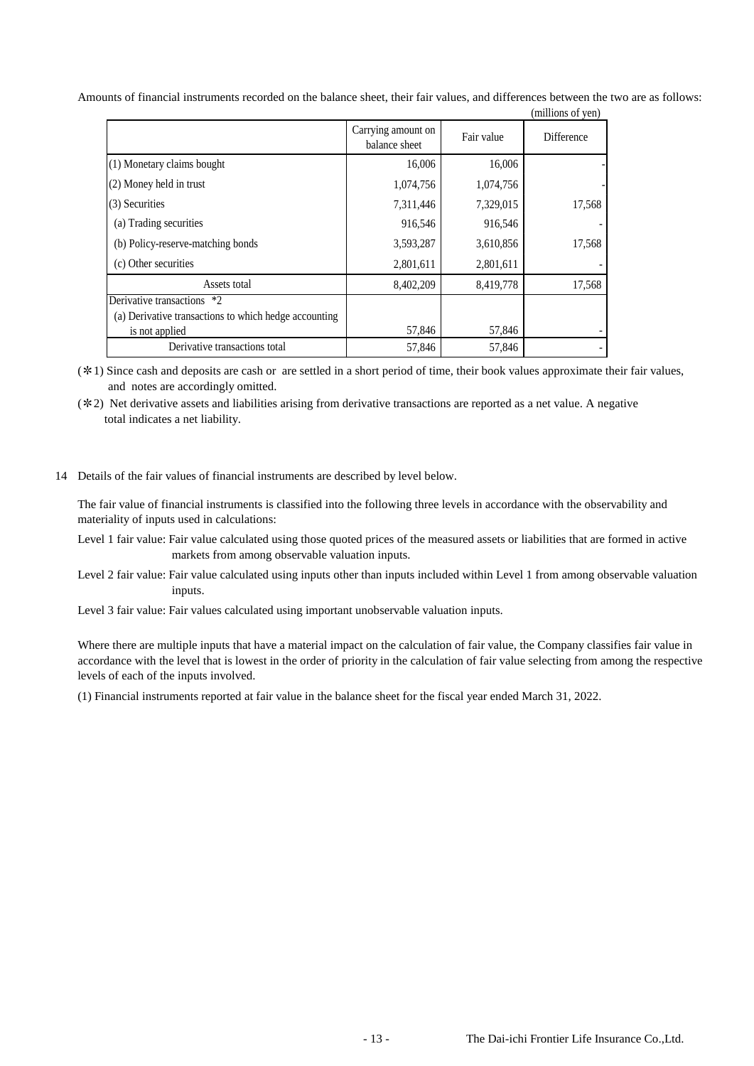Amounts of financial instruments recorded on the balance sheet, their fair values, and differences between the two are as follows:

(millions of yen)

| | Carrying amount on balance sheet | Fair value | Difference |
|---|---|---|---|
| (1) Monetary claims bought | 16,006 | 16,006 | - |
| (2) Money held in trust | 1,074,756 | 1,074,756 | - |
| (3) Securities | 7,311,446 | 7,329,015 | 17,568 |
| (a) Trading securities | 916,546 | 916,546 | - |
| (b) Policy-reserve-matching bonds | 3,593,287 | 3,610,856 | 17,568 |
| (c) Other securities | 2,801,611 | 2,801,611 | - |
| Assets total | 8,402,209 | 8,419,778 | 17,568 |
| Derivative transactions *2 | | | |
| (a) Derivative transactions to which hedge accounting is not applied | 57,846 | 57,846 | - |
| Derivative transactions total | 57,846 | 57,846 | - |

(✻1) Since cash and deposits are cash or are settled in a short period of time, their book values approximate their fair values, and notes are accordingly omitted.

(✻2) Net derivative assets and liabilities arising from derivative transactions are reported as a net value. A negative total indicates a net liability.

14 Details of the fair values of financial instruments are described by level below.

The fair value of financial instruments is classified into the following three levels in accordance with the observability and materiality of inputs used in calculations:

Level 1 fair value: Fair value calculated using those quoted prices of the measured assets or liabilities that are formed in active markets from among observable valuation inputs.

Level 2 fair value: Fair value calculated using inputs other than inputs included within Level 1 from among observable valuation inputs.

Level 3 fair value: Fair values calculated using important unobservable valuation inputs.

Where there are multiple inputs that have a material impact on the calculation of fair value, the Company classifies fair value in accordance with the level that is lowest in the order of priority in the calculation of fair value selecting from among the respective levels of each of the inputs involved.

(1) Financial instruments reported at fair value in the balance sheet for the fiscal year ended March 31, 2022.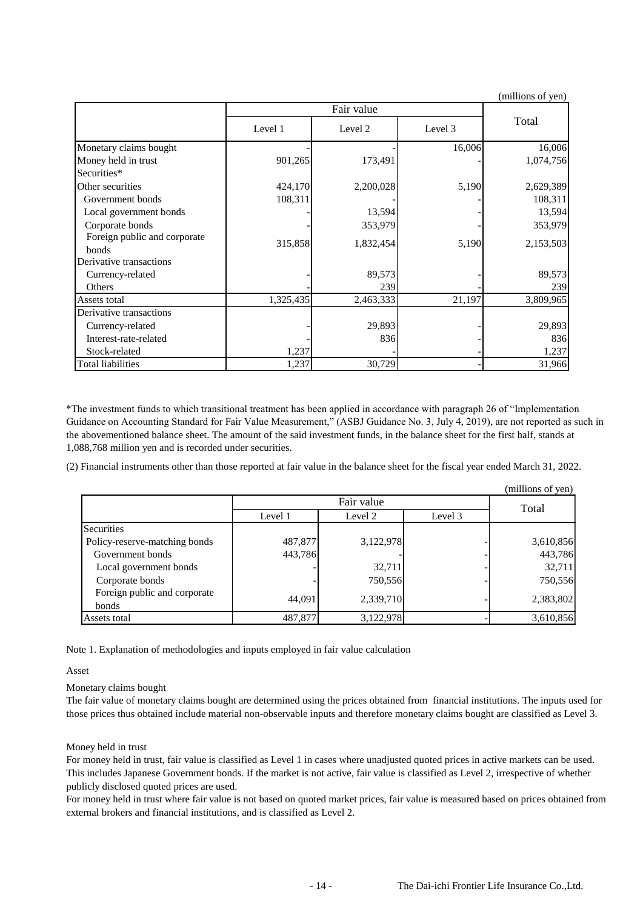(millions of yen)

| | Fair value | | | Total |
|---|---|---|---|---|
| | Level 1 | Level 2 | Level 3 | |
| Monetary claims bought | - | - | 16,006 | 16,006 |
| Money held in trust | 901,265 | 173,491 | - | 1,074,756 |
| Securities* | | | | |
| Other securities | 424,170 | 2,200,028 | 5,190 | 2,629,389 |
| Government bonds | 108,311 | - | - | 108,311 |
| Local government bonds | - | 13,594 | - | 13,594 |
| Corporate bonds | - | 353,979 | - | 353,979 |
| Foreign public and corporate bonds | 315,858 | 1,832,454 | 5,190 | 2,153,503 |
| Derivative transactions | | | | |
| Currency-related | - | 89,573 | - | 89,573 |
| Others | - | 239 | - | 239 |
| Assets total | 1,325,435 | 2,463,333 | 21,197 | 3,809,965 |
| Derivative transactions | | | | |
| Currency-related | - | 29,893 | - | 29,893 |
| Interest-rate-related | - | 836 | - | 836 |
| Stock-related | 1,237 | - | - | 1,237 |
| Total liabilities | 1,237 | 30,729 | - | 31,966 |

*The investment funds to which transitional treatment has been applied in accordance with paragraph 26 of "Implementation Guidance on Accounting Standard for Fair Value Measurement," (ASBJ Guidance No. 3, July 4, 2019), are not reported as such in the abovementioned balance sheet. The amount of the said investment funds, in the balance sheet for the first half, stands at 1,088,768 million yen and is recorded under securities.

(2) Financial instruments other than those reported at fair value in the balance sheet for the fiscal year ended March 31, 2022.

(millions of yen)

| | Fair value | | | Total |
|---|---|---|---|---|
| | Level 1 | Level 2 | Level 3 | |
| Securities | | | | |
| Policy-reserve-matching bonds | 487,877 | 3,122,978 | - | 3,610,856 |
| Government bonds | 443,786 | - | - | 443,786 |
| Local government bonds | - | 32,711 | - | 32,711 |
| Corporate bonds | - | 750,556 | - | 750,556 |
| Foreign public and corporate bonds | 44,091 | 2,339,710 | - | 2,383,802 |
| Assets total | 487,877 | 3,122,978 | - | 3,610,856 |

Note 1. Explanation of methodologies and inputs employed in fair value calculation

Asset

Monetary claims bought

The fair value of monetary claims bought are determined using the prices obtained from financial institutions. The inputs used for those prices thus obtained include material non-observable inputs and therefore monetary claims bought are classified as Level 3.

Money held in trust

For money held in trust, fair value is classified as Level 1 in cases where unadjusted quoted prices in active markets can be used. This includes Japanese Government bonds. If the market is not active, fair value is classified as Level 2, irrespective of whether publicly disclosed quoted prices are used.

For money held in trust where fair value is not based on quoted market prices, fair value is measured based on prices obtained from external brokers and financial institutions, and is classified as Level 2.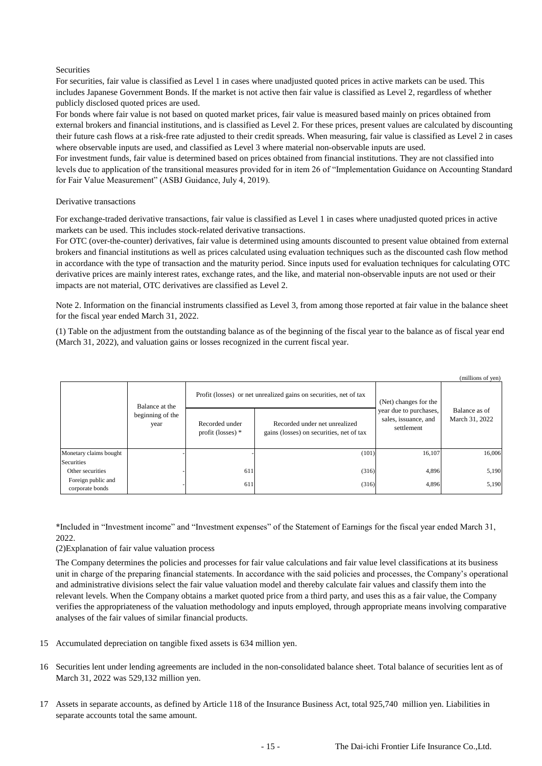Securities

For securities, fair value is classified as Level 1 in cases where unadjusted quoted prices in active markets can be used. This includes Japanese Government Bonds. If the market is not active then fair value is classified as Level 2, regardless of whether publicly disclosed quoted prices are used.

For bonds where fair value is not based on quoted market prices, fair value is measured based mainly on prices obtained from external brokers and financial institutions, and is classified as Level 2. For these prices, present values are calculated by discounting their future cash flows at a risk-free rate adjusted to their credit spreads. When measuring, fair value is classified as Level 2 in cases where observable inputs are used, and classified as Level 3 where material non-observable inputs are used.

For investment funds, fair value is determined based on prices obtained from financial institutions. They are not classified into levels due to application of the transitional measures provided for in item 26 of "Implementation Guidance on Accounting Standard for Fair Value Measurement" (ASBJ Guidance, July 4, 2019).

Derivative transactions

For exchange-traded derivative transactions, fair value is classified as Level 1 in cases where unadjusted quoted prices in active markets can be used. This includes stock-related derivative transactions.

For OTC (over-the-counter) derivatives, fair value is determined using amounts discounted to present value obtained from external brokers and financial institutions as well as prices calculated using evaluation techniques such as the discounted cash flow method in accordance with the type of transaction and the maturity period. Since inputs used for evaluation techniques for calculating OTC derivative prices are mainly interest rates, exchange rates, and the like, and material non-observable inputs are not used or their impacts are not material, OTC derivatives are classified as Level 2.

Note 2. Information on the financial instruments classified as Level 3, from among those reported at fair value in the balance sheet for the fiscal year ended March 31, 2022.

(1) Table on the adjustment from the outstanding balance as of the beginning of the fiscal year to the balance as of fiscal year end (March 31, 2022), and valuation gains or losses recognized in the current fiscal year.

(millions of yen)

| | Balance at the beginning of the year | Profit (losses) or net unrealized gains on securities, net of tax | | (Net) changes for the year due to purchases, sales, issuance, and settlement | Balance as of March 31, 2022 |
|---|---|---|---|---|---|
| | | Recorded under profit (losses) * | Recorded under net unrealized gains (losses) on securities, net of tax | | |
| Monetary claims bought | - | - | (101) | 16,107 | 16,006 |
| Securities | | | | | |
| Other securities | - | 611 | (316) | 4,896 | 5,190 |
| Foreign public and corporate bonds | - | 611 | (316) | 4,896 | 5,190 |

*Included in "Investment income" and "Investment expenses" of the Statement of Earnings for the fiscal year ended March 31, 2022.

(2)Explanation of fair value valuation process

The Company determines the policies and processes for fair value calculations and fair value level classifications at its business unit in charge of the preparing financial statements. In accordance with the said policies and processes, the Company's operational and administrative divisions select the fair value valuation model and thereby calculate fair values and classify them into the relevant levels. When the Company obtains a market quoted price from a third party, and uses this as a fair value, the Company verifies the appropriateness of the valuation methodology and inputs employed, through appropriate means involving comparative analyses of the fair values of similar financial products.

15 Accumulated depreciation on tangible fixed assets is 634 million yen.

16 Securities lent under lending agreements are included in the non-consolidated balance sheet. Total balance of securities lent as of March 31, 2022 was 529,132 million yen.

17 Assets in separate accounts, as defined by Article 118 of the Insurance Business Act, total 925,740 million yen. Liabilities in separate accounts total the same amount.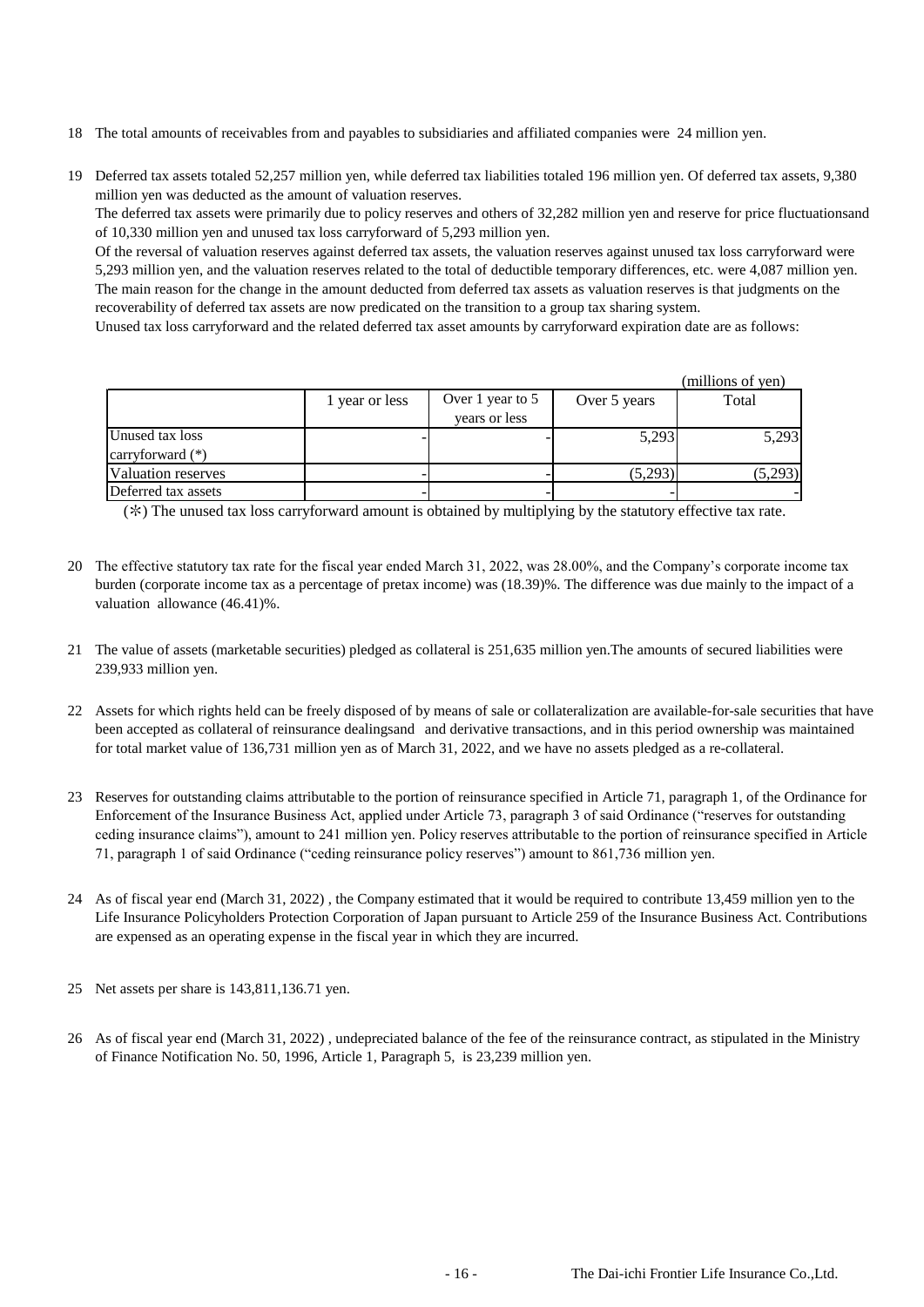18 The total amounts of receivables from and payables to subsidiaries and affiliated companies were 24 million yen.

19 Deferred tax assets totaled 52,257 million yen, while deferred tax liabilities totaled 196 million yen. Of deferred tax assets, 9,380 million yen was deducted as the amount of valuation reserves.
The deferred tax assets were primarily due to policy reserves and others of 32,282 million yen and reserve for price fluctuationsand of 10,330 million yen and unused tax loss carryforward of 5,293 million yen.
Of the reversal of valuation reserves against deferred tax assets, the valuation reserves against unused tax loss carryforward were 5,293 million yen, and the valuation reserves related to the total of deductible temporary differences, etc. were 4,087 million yen.
The main reason for the change in the amount deducted from deferred tax assets as valuation reserves is that judgments on the recoverability of deferred tax assets are now predicated on the transition to a group tax sharing system.
Unused tax loss carryforward and the related deferred tax asset amounts by carryforward expiration date are as follows:

(millions of yen)

| | 1 year or less | Over 1 year to 5 years or less | Over 5 years | Total |
|---|---|---|---|---|
| Unused tax loss carryforward (*) | - | - | 5,293 | 5,293 |
| Valuation reserves | - | - | (5,293) | (5,293) |
| Deferred tax assets | - | - | - | - |

(*) The unused tax loss carryforward amount is obtained by multiplying by the statutory effective tax rate.

20 The effective statutory tax rate for the fiscal year ended March 31, 2022, was 28.00%, and the Company's corporate income tax burden (corporate income tax as a percentage of pretax income) was (18.39)%. The difference was due mainly to the impact of a valuation allowance (46.41)%.

21 The value of assets (marketable securities) pledged as collateral is 251,635 million yen.The amounts of secured liabilities were 239,933 million yen.

22 Assets for which rights held can be freely disposed of by means of sale or collateralization are available-for-sale securities that have been accepted as collateral of reinsurance dealingsand and derivative transactions, and in this period ownership was maintained for total market value of 136,731 million yen as of March 31, 2022, and we have no assets pledged as a re-collateral.

23 Reserves for outstanding claims attributable to the portion of reinsurance specified in Article 71, paragraph 1, of the Ordinance for Enforcement of the Insurance Business Act, applied under Article 73, paragraph 3 of said Ordinance ("reserves for outstanding ceding insurance claims"), amount to 241 million yen. Policy reserves attributable to the portion of reinsurance specified in Article 71, paragraph 1 of said Ordinance ("ceding reinsurance policy reserves") amount to 861,736 million yen.

24 As of fiscal year end (March 31, 2022) , the Company estimated that it would be required to contribute 13,459 million yen to the Life Insurance Policyholders Protection Corporation of Japan pursuant to Article 259 of the Insurance Business Act. Contributions are expensed as an operating expense in the fiscal year in which they are incurred.

25 Net assets per share is 143,811,136.71 yen.

26 As of fiscal year end (March 31, 2022) , undepreciated balance of the fee of the reinsurance contract, as stipulated in the Ministry of Finance Notification No. 50, 1996, Article 1, Paragraph 5, is 23,239 million yen.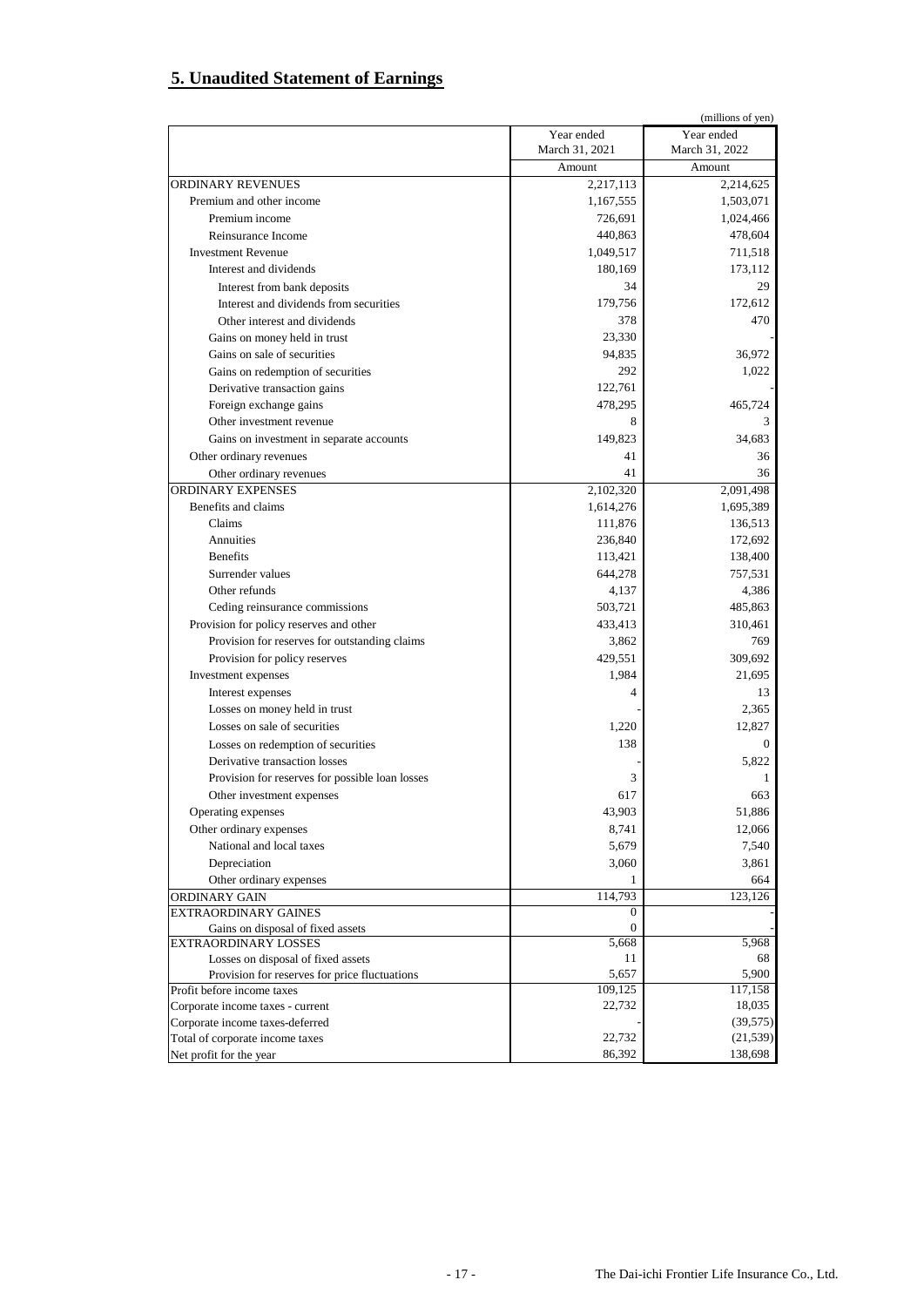## 5. Unaudited Statement of Earnings

(millions of yen)

| | Year ended March 31, 2021 | Year ended March 31, 2022 |
|---|---|---|
| | Amount | Amount |
| ORDINARY REVENUES | 2,217,113 | 2,214,625 |
| Premium and other income | 1,167,555 | 1,503,071 |
| Premium income | 726,691 | 1,024,466 |
| Reinsurance Income | 440,863 | 478,604 |
| Investment Revenue | 1,049,517 | 711,518 |
| Interest and dividends | 180,169 | 173,112 |
| Interest from bank deposits | 34 | 29 |
| Interest and dividends from securities | 179,756 | 172,612 |
| Other interest and dividends | 378 | 470 |
| Gains on money held in trust | 23,330 | - |
| Gains on sale of securities | 94,835 | 36,972 |
| Gains on redemption of securities | 292 | 1,022 |
| Derivative transaction gains | 122,761 | - |
| Foreign exchange gains | 478,295 | 465,724 |
| Other investment revenue | 8 | 3 |
| Gains on investment in separate accounts | 149,823 | 34,683 |
| Other ordinary revenues | 41 | 36 |
| Other ordinary revenues | 41 | 36 |
| ORDINARY EXPENSES | 2,102,320 | 2,091,498 |
| Benefits and claims | 1,614,276 | 1,695,389 |
| Claims | 111,876 | 136,513 |
| Annuities | 236,840 | 172,692 |
| Benefits | 113,421 | 138,400 |
| Surrender values | 644,278 | 757,531 |
| Other refunds | 4,137 | 4,386 |
| Ceding reinsurance commissions | 503,721 | 485,863 |
| Provision for policy reserves and other | 433,413 | 310,461 |
| Provision for reserves for outstanding claims | 3,862 | 769 |
| Provision for policy reserves | 429,551 | 309,692 |
| Investment expenses | 1,984 | 21,695 |
| Interest expenses | 4 | 13 |
| Losses on money held in trust | - | 2,365 |
| Losses on sale of securities | 1,220 | 12,827 |
| Losses on redemption of securities | 138 | 0 |
| Derivative transaction losses | - | 5,822 |
| Provision for reserves for possible loan losses | 3 | 1 |
| Other investment expenses | 617 | 663 |
| Operating expenses | 43,903 | 51,886 |
| Other ordinary expenses | 8,741 | 12,066 |
| National and local taxes | 5,679 | 7,540 |
| Depreciation | 3,060 | 3,861 |
| Other ordinary expenses | 1 | 664 |
| ORDINARY GAIN | 114,793 | 123,126 |
| EXTRAORDINARY GAINES | 0 | - |
| Gains on disposal of fixed assets | 0 | - |
| EXTRAORDINARY LOSSES | 5,668 | 5,968 |
| Losses on disposal of fixed assets | 11 | 68 |
| Provision for reserves for price fluctuations | 5,657 | 5,900 |
| Profit before income taxes | 109,125 | 117,158 |
| Corporate income taxes - current | 22,732 | 18,035 |
| Corporate income taxes-deferred | - | (39,575) |
| Total of corporate income taxes | 22,732 | (21,539) |
| Net profit for the year | 86,392 | 138,698 |

The Dai-ichi Frontier Life Insurance Co., Ltd.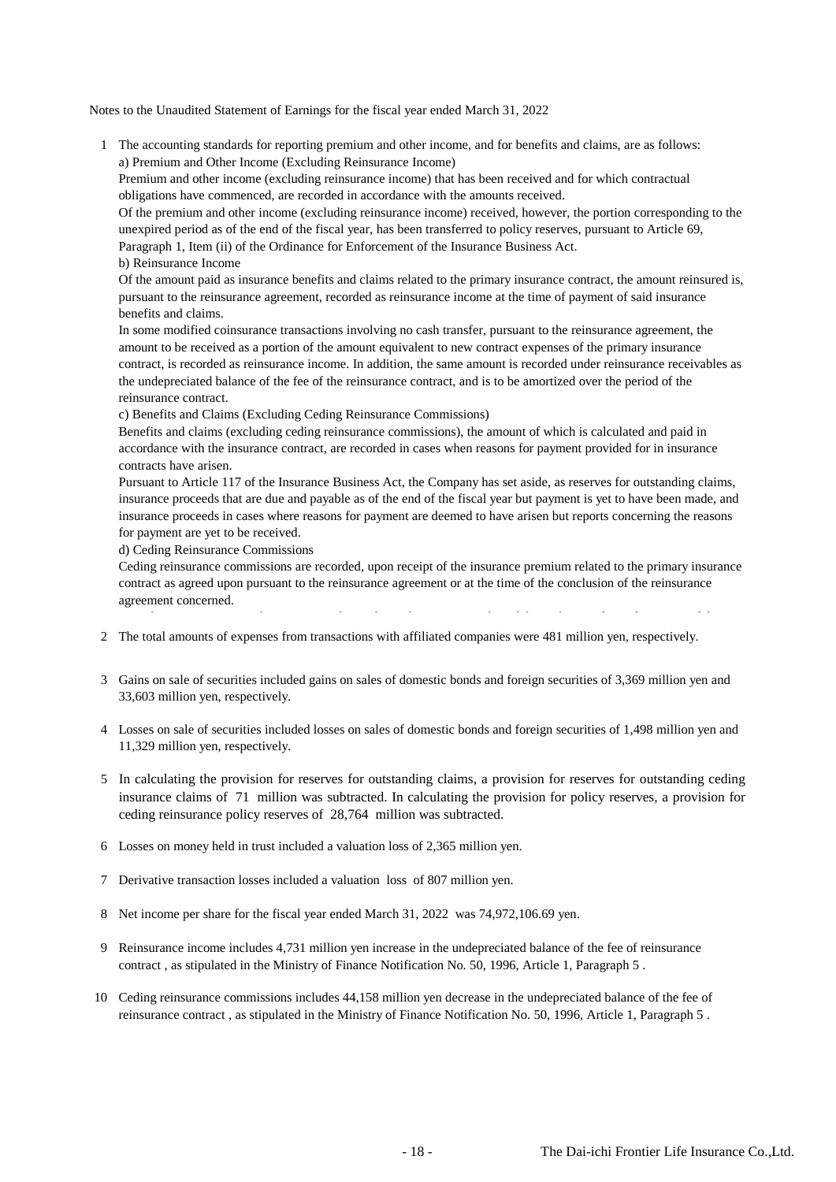Notes to the Unaudited Statement of Earnings for the fiscal year ended March 31, 2022

1. The accounting standards for reporting premium and other income, and for benefits and claims, are as follows:

   a) Premium and Other Income (Excluding Reinsurance Income)

   Premium and other income (excluding reinsurance income) that has been received and for which contractual obligations have commenced, are recorded in accordance with the amounts received.

   Of the premium and other income (excluding reinsurance income) received, however, the portion corresponding to the unexpired period as of the end of the fiscal year, has been transferred to policy reserves, pursuant to Article 69, Paragraph 1, Item (ii) of the Ordinance for Enforcement of the Insurance Business Act.

   b) Reinsurance Income

   Of the amount paid as insurance benefits and claims related to the primary insurance contract, the amount reinsured is, pursuant to the reinsurance agreement, recorded as reinsurance income at the time of payment of said insurance benefits and claims.

   In some modified coinsurance transactions involving no cash transfer, pursuant to the reinsurance agreement, the amount to be received as a portion of the amount equivalent to new contract expenses of the primary insurance contract, is recorded as reinsurance income. In addition, the same amount is recorded under reinsurance receivables as the undepreciated balance of the fee of the reinsurance contract, and is to be amortized over the period of the reinsurance contract.

   c) Benefits and Claims (Excluding Ceding Reinsurance Commissions)

   Benefits and claims (excluding ceding reinsurance commissions), the amount of which is calculated and paid in accordance with the insurance contract, are recorded in cases when reasons for payment provided for in insurance contracts have arisen.

   Pursuant to Article 117 of the Insurance Business Act, the Company has set aside, as reserves for outstanding claims, insurance proceeds that are due and payable as of the end of the fiscal year but payment is yet to have been made, and insurance proceeds in cases where reasons for payment are deemed to have arisen but reports concerning the reasons for payment are yet to be received.

   d) Ceding Reinsurance Commissions

   Ceding reinsurance commissions are recorded, upon receipt of the insurance premium related to the primary insurance contract as agreed upon pursuant to the reinsurance agreement or at the time of the conclusion of the reinsurance agreement concerned.

2. The total amounts of expenses from transactions with affiliated companies were 481 million yen, respectively.

3. Gains on sale of securities included gains on sales of domestic bonds and foreign securities of 3,369 million yen and 33,603 million yen, respectively.

4. Losses on sale of securities included losses on sales of domestic bonds and foreign securities of 1,498 million yen and 11,329 million yen, respectively.

5. In calculating the provision for reserves for outstanding claims, a provision for reserves for outstanding ceding insurance claims of 71 million was subtracted. In calculating the provision for policy reserves, a provision for ceding reinsurance policy reserves of 28,764 million was subtracted.

6. Losses on money held in trust included a valuation loss of 2,365 million yen.

7. Derivative transaction losses included a valuation loss of 807 million yen.

8. Net income per share for the fiscal year ended March 31, 2022 was 74,972,106.69 yen.

9. Reinsurance income includes 4,731 million yen increase in the undepreciated balance of the fee of reinsurance contract , as stipulated in the Ministry of Finance Notification No. 50, 1996, Article 1, Paragraph 5 .

10. Ceding reinsurance commissions includes 44,158 million yen decrease in the undepreciated balance of the fee of reinsurance contract , as stipulated in the Ministry of Finance Notification No. 50, 1996, Article 1, Paragraph 5 .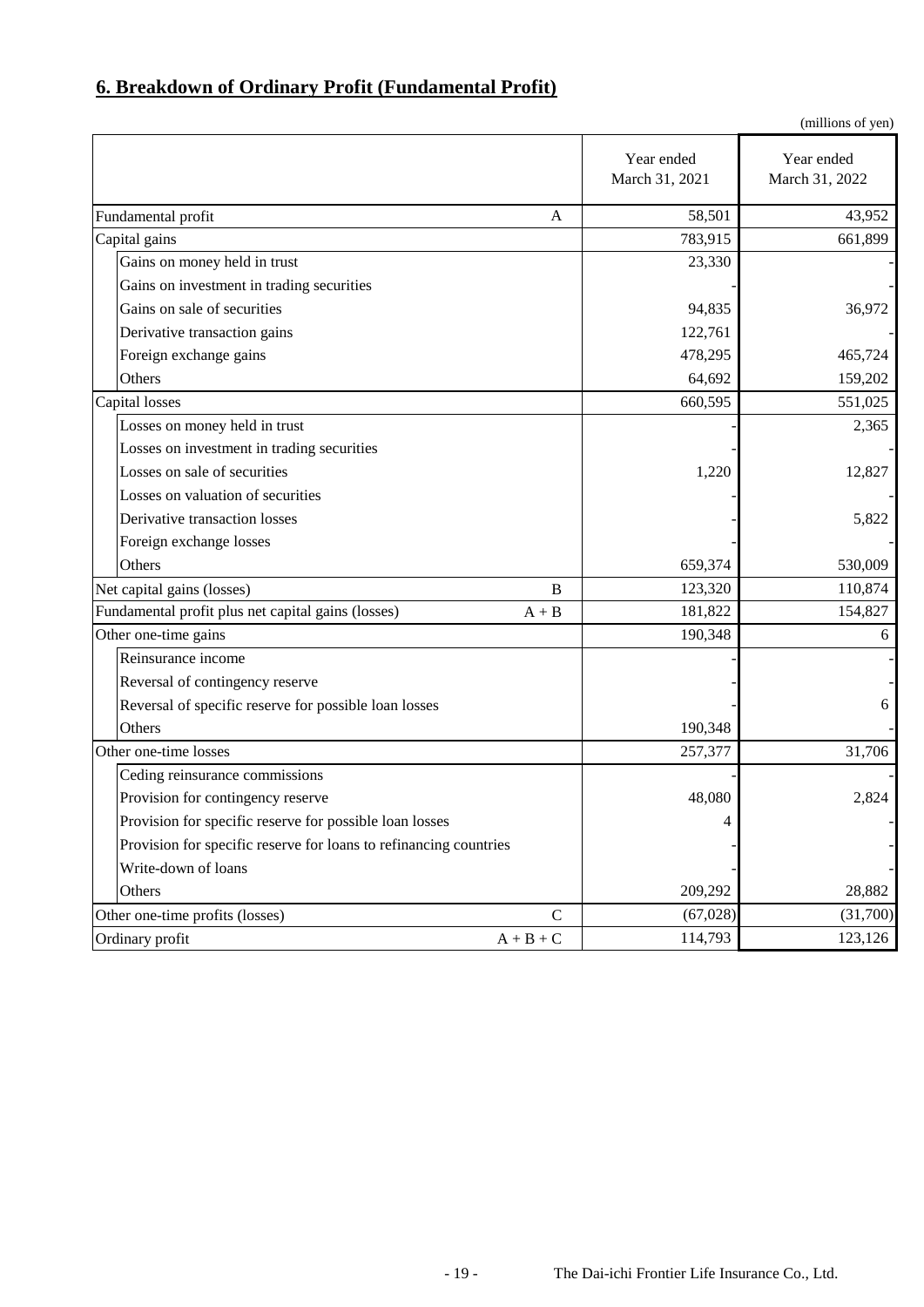## 6. Breakdown of Ordinary Profit (Fundamental Profit)

(millions of yen)

| | | Year ended March 31, 2021 | Year ended March 31, 2022 |
|---|---|---|---|
| Fundamental profit | A | 58,501 | 43,952 |
| Capital gains | | 783,915 | 661,899 |
| Gains on money held in trust | | 23,330 | - |
| Gains on investment in trading securities | | - | - |
| Gains on sale of securities | | 94,835 | 36,972 |
| Derivative transaction gains | | 122,761 | - |
| Foreign exchange gains | | 478,295 | 465,724 |
| Others | | 64,692 | 159,202 |
| Capital losses | | 660,595 | 551,025 |
| Losses on money held in trust | | - | 2,365 |
| Losses on investment in trading securities | | - | - |
| Losses on sale of securities | | 1,220 | 12,827 |
| Losses on valuation of securities | | - | - |
| Derivative transaction losses | | - | 5,822 |
| Foreign exchange losses | | - | - |
| Others | | 659,374 | 530,009 |
| Net capital gains (losses) | B | 123,320 | 110,874 |
| Fundamental profit plus net capital gains (losses) | A + B | 181,822 | 154,827 |
| Other one-time gains | | 190,348 | 6 |
| Reinsurance income | | - | - |
| Reversal of contingency reserve | | - | - |
| Reversal of specific reserve for possible loan losses | | - | 6 |
| Others | | 190,348 | - |
| Other one-time losses | | 257,377 | 31,706 |
| Ceding reinsurance commissions | | - | - |
| Provision for contingency reserve | | 48,080 | 2,824 |
| Provision for specific reserve for possible loan losses | | 4 | - |
| Provision for specific reserve for loans to refinancing countries | | - | - |
| Write-down of loans | | - | - |
| Others | | 209,292 | 28,882 |
| Other one-time profits (losses) | C | (67,028) | (31,700) |
| Ordinary profit | A + B + C | 114,793 | 123,126 |

The Dai-ichi Frontier Life Insurance Co., Ltd.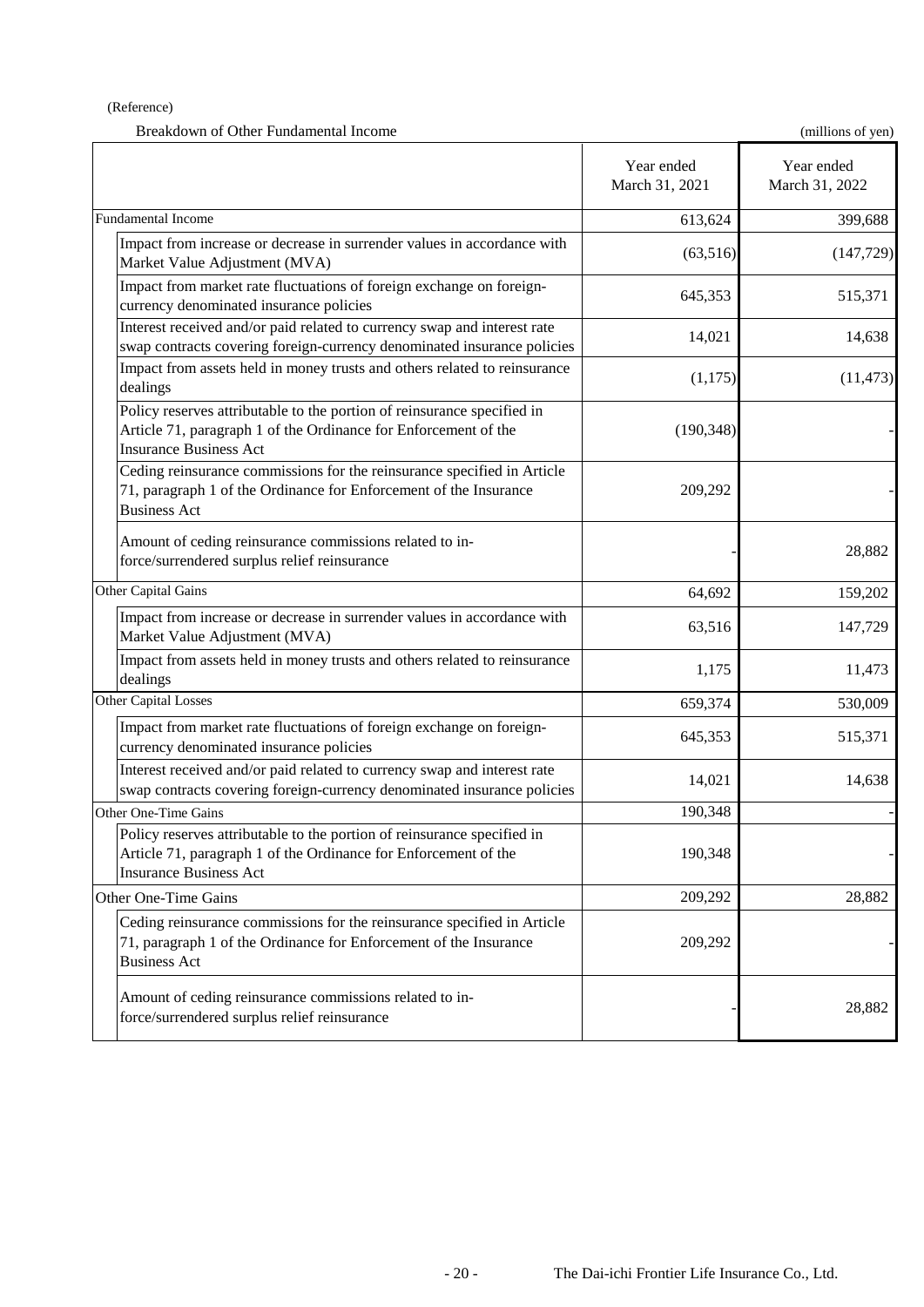(Reference)

Breakdown of Other Fundamental Income

(millions of yen)

| | Year ended March 31, 2021 | Year ended March 31, 2022 |
|---|---|---|
| Fundamental Income | 613,624 | 399,688 |
| Impact from increase or decrease in surrender values in accordance with Market Value Adjustment (MVA) | (63,516) | (147,729) |
| Impact from market rate fluctuations of foreign exchange on foreign-currency denominated insurance policies | 645,353 | 515,371 |
| Interest received and/or paid related to currency swap and interest rate swap contracts covering foreign-currency denominated insurance policies | 14,021 | 14,638 |
| Impact from assets held in money trusts and others related to reinsurance dealings | (1,175) | (11,473) |
| Policy reserves attributable to the portion of reinsurance specified in Article 71, paragraph 1 of the Ordinance for Enforcement of the Insurance Business Act | (190,348) | - |
| Ceding reinsurance commissions for the reinsurance specified in Article 71, paragraph 1 of the Ordinance for Enforcement of the Insurance Business Act | 209,292 | - |
| Amount of ceding reinsurance commissions related to in-force/surrendered surplus relief reinsurance | - | 28,882 |
| Other Capital Gains | 64,692 | 159,202 |
| Impact from increase or decrease in surrender values in accordance with Market Value Adjustment (MVA) | 63,516 | 147,729 |
| Impact from assets held in money trusts and others related to reinsurance dealings | 1,175 | 11,473 |
| Other Capital Losses | 659,374 | 530,009 |
| Impact from market rate fluctuations of foreign exchange on foreign-currency denominated insurance policies | 645,353 | 515,371 |
| Interest received and/or paid related to currency swap and interest rate swap contracts covering foreign-currency denominated insurance policies | 14,021 | 14,638 |
| Other One-Time Gains | 190,348 | - |
| Policy reserves attributable to the portion of reinsurance specified in Article 71, paragraph 1 of the Ordinance for Enforcement of the Insurance Business Act | 190,348 | - |
| Other One-Time Gains | 209,292 | 28,882 |
| Ceding reinsurance commissions for the reinsurance specified in Article 71, paragraph 1 of the Ordinance for Enforcement of the Insurance Business Act | 209,292 | - |
| Amount of ceding reinsurance commissions related to in-force/surrendered surplus relief reinsurance | - | 28,882 |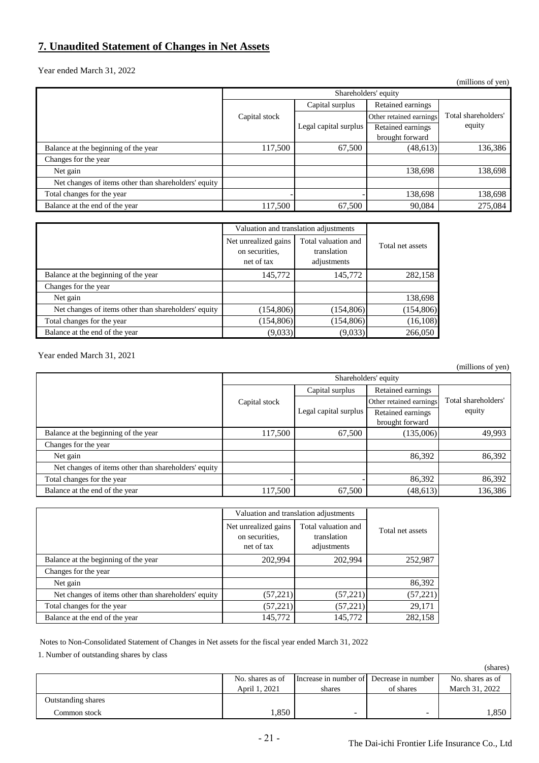## 7. Unaudited Statement of Changes in Net Assets

Year ended March 31, 2022

(millions of yen)

| | Shareholders' equity | | | |
|---|---|---|---|---|
| | Capital stock | Capital surplus | Retained earnings | Total shareholders' equity |
| | | Legal capital surplus | Other retained earnings<br>Retained earnings brought forward | |
| Balance at the beginning of the year | 117,500 | 67,500 | (48,613) | 136,386 |
| Changes for the year | | | | |
| Net gain | | | 138,698 | 138,698 |
| Net changes of items other than shareholders' equity | | | | |
| Total changes for the year | - | - | 138,698 | 138,698 |
| Balance at the end of the year | 117,500 | 67,500 | 90,084 | 275,084 |

| | Valuation and translation adjustments | | |
|---|---|---|---|
| | Net unrealized gains on securities, net of tax | Total valuation and translation adjustments | Total net assets |
| Balance at the beginning of the year | 145,772 | 145,772 | 282,158 |
| Changes for the year | | | |
| Net gain | | | 138,698 |
| Net changes of items other than shareholders' equity | (154,806) | (154,806) | (154,806) |
| Total changes for the year | (154,806) | (154,806) | (16,108) |
| Balance at the end of the year | (9,033) | (9,033) | 266,050 |

Year ended March 31, 2021

(millions of yen)

| | Shareholders' equity | | | |
|---|---|---|---|---|
| | Capital stock | Capital surplus | Retained earnings | Total shareholders' equity |
| | | Legal capital surplus | Other retained earnings<br>Retained earnings brought forward | |
| Balance at the beginning of the year | 117,500 | 67,500 | (135,006) | 49,993 |
| Changes for the year | | | | |
| Net gain | | | 86,392 | 86,392 |
| Net changes of items other than shareholders' equity | | | | |
| Total changes for the year | - | - | 86,392 | 86,392 |
| Balance at the end of the year | 117,500 | 67,500 | (48,613) | 136,386 |

| | Valuation and translation adjustments | | |
|---|---|---|---|
| | Net unrealized gains on securities, net of tax | Total valuation and translation adjustments | Total net assets |
| Balance at the beginning of the year | 202,994 | 202,994 | 252,987 |
| Changes for the year | | | |
| Net gain | | | 86,392 |
| Net changes of items other than shareholders' equity | (57,221) | (57,221) | (57,221) |
| Total changes for the year | (57,221) | (57,221) | 29,171 |
| Balance at the end of the year | 145,772 | 145,772 | 282,158 |

Notes to Non-Consolidated Statement of Changes in Net assets for the fiscal year ended March 31, 2022

1. Number of outstanding shares by class

(shares)

| | No. shares as of April 1, 2021 | Increase in number of shares | Decrease in number of shares | No. shares as of March 31, 2022 |
|---|---|---|---|---|
| Outstanding shares | | | | |
| Common stock | 1,850 | - | - | 1,850 |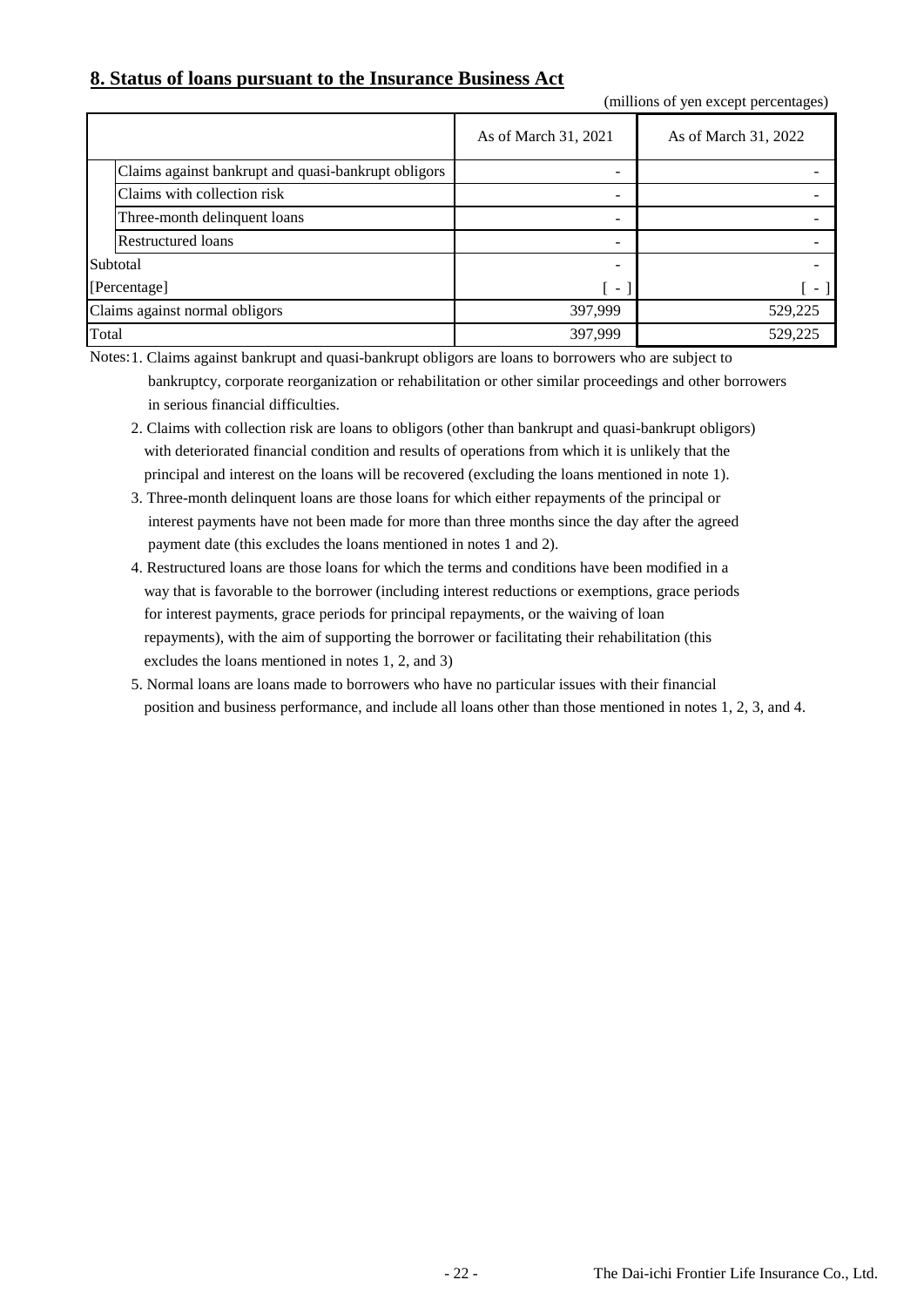## 8. Status of loans pursuant to the Insurance Business Act

(millions of yen except percentages)

| | As of March 31, 2021 | As of March 31, 2022 |
|---|---|---|
| Claims against bankrupt and quasi-bankrupt obligors | - | - |
| Claims with collection risk | - | - |
| Three-month delinquent loans | - | - |
| Restructured loans | - | - |
| Subtotal | - | - |
| [Percentage] | [ - ] | [ - ] |
| Claims against normal obligors | 397,999 | 529,225 |
| Total | 397,999 | 529,225 |

Notes:
1. Claims against bankrupt and quasi-bankrupt obligors are loans to borrowers who are subject to bankruptcy, corporate reorganization or rehabilitation or other similar proceedings and other borrowers in serious financial difficulties.
2. Claims with collection risk are loans to obligors (other than bankrupt and quasi-bankrupt obligors) with deteriorated financial condition and results of operations from which it is unlikely that the principal and interest on the loans will be recovered (excluding the loans mentioned in note 1).
3. Three-month delinquent loans are those loans for which either repayments of the principal or interest payments have not been made for more than three months since the day after the agreed payment date (this excludes the loans mentioned in notes 1 and 2).
4. Restructured loans are those loans for which the terms and conditions have been modified in a way that is favorable to the borrower (including interest reductions or exemptions, grace periods for interest payments, grace periods for principal repayments, or the waiving of loan repayments), with the aim of supporting the borrower or facilitating their rehabilitation (this excludes the loans mentioned in notes 1, 2, and 3)
5. Normal loans are loans made to borrowers who have no particular issues with their financial position and business performance, and include all loans other than those mentioned in notes 1, 2, 3, and 4.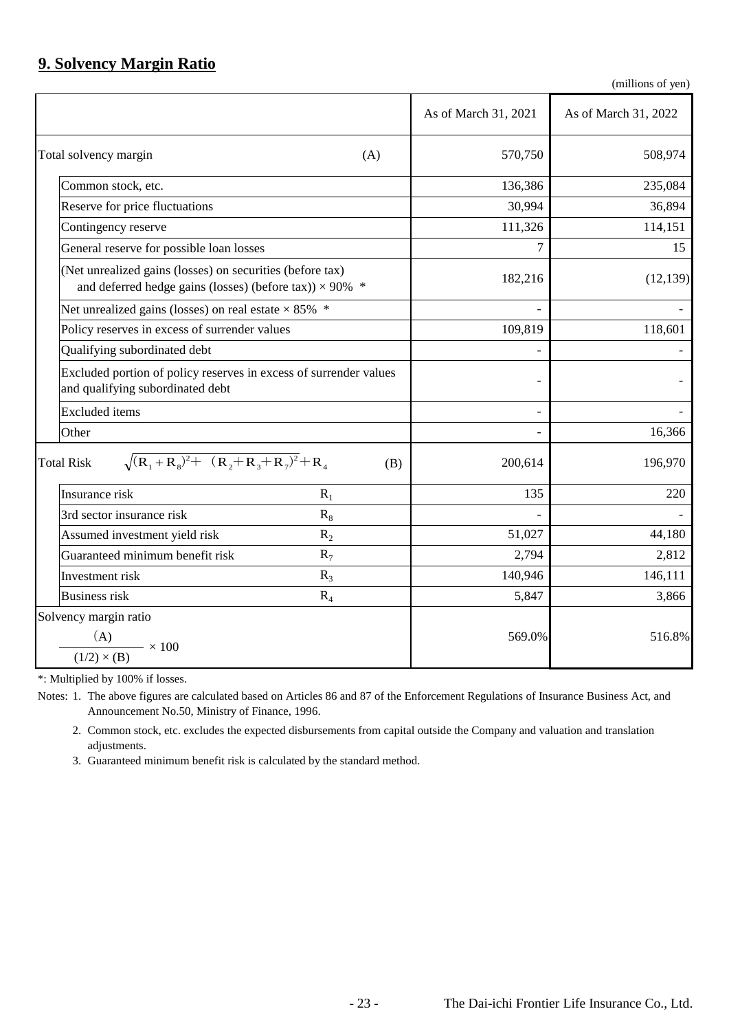## 9. Solvency Margin Ratio

(millions of yen)

| | | As of March 31, 2021 | As of March 31, 2022 |
|---|---|---|---|
| Total solvency margin | (A) | 570,750 | 508,974 |
| Common stock, etc. | | 136,386 | 235,084 |
| Reserve for price fluctuations | | 30,994 | 36,894 |
| Contingency reserve | | 111,326 | 114,151 |
| General reserve for possible loan losses | | 7 | 15 |
| (Net unrealized gains (losses) on securities (before tax) and deferred hedge gains (losses) (before tax)) × 90% * | | 182,216 | (12,139) |
| Net unrealized gains (losses) on real estate × 85% * | | - | - |
| Policy reserves in excess of surrender values | | 109,819 | 118,601 |
| Qualifying subordinated debt | | - | - |
| Excluded portion of policy reserves in excess of surrender values and qualifying subordinated debt | | - | - |
| Excluded items | | - | - |
| Other | | - | 16,366 |
| Total Risk $\sqrt{(R_1+R_8)^2+(R_2+R_3+R_7)^2}+R_4$ | (B) | 200,614 | 196,970 |
| Insurance risk | $R_1$ | 135 | 220 |
| 3rd sector insurance risk | $R_8$ | - | - |
| Assumed investment yield risk | $R_2$ | 51,027 | 44,180 |
| Guaranteed minimum benefit risk | $R_7$ | 2,794 | 2,812 |
| Investment risk | $R_3$ | 140,946 | 146,111 |
| Business risk | $R_4$ | 5,847 | 3,866 |
| Solvency margin ratio $\frac{(A)}{(1/2)\times(B)}\times 100$ | | 569.0% | 516.8% |

*: Multiplied by 100% if losses.

Notes: 1. The above figures are calculated based on Articles 86 and 87 of the Enforcement Regulations of Insurance Business Act, and Announcement No.50, Ministry of Finance, 1996.

2. Common stock, etc. excludes the expected disbursements from capital outside the Company and valuation and translation adjustments.

3. Guaranteed minimum benefit risk is calculated by the standard method.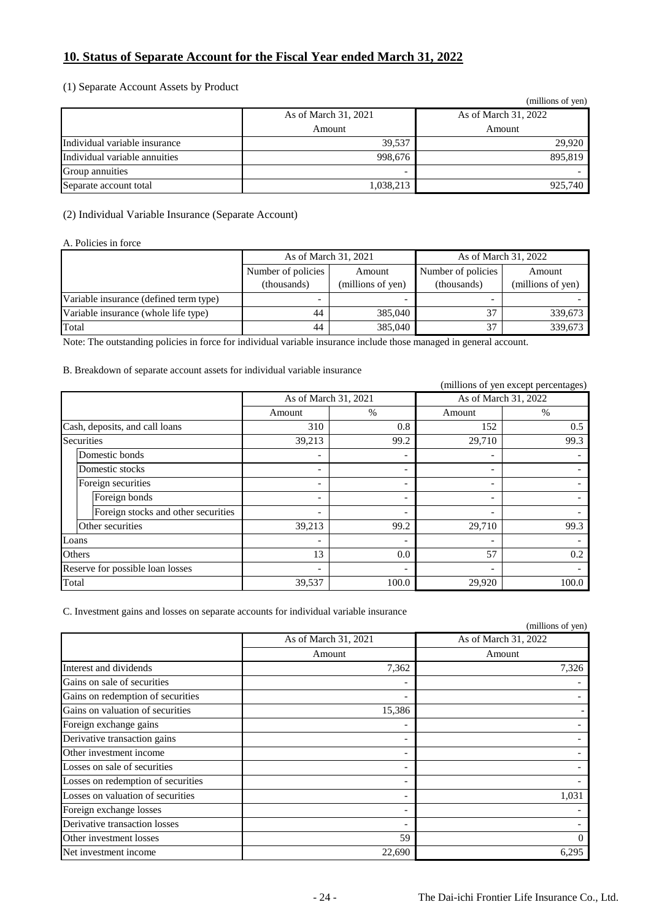## 10. Status of Separate Account for the Fiscal Year ended March 31, 2022

(1) Separate Account Assets by Product

(millions of yen)

| | As of March 31, 2021 | As of March 31, 2022 |
|---|---|---|
| | Amount | Amount |
| Individual variable insurance | 39,537 | 29,920 |
| Individual variable annuities | 998,676 | 895,819 |
| Group annuities | - | - |
| Separate account total | 1,038,213 | 925,740 |

(2) Individual Variable Insurance (Separate Account)

A. Policies in force

| | As of March 31, 2021 | | As of March 31, 2022 | |
|---|---|---|---|---|
| | Number of policies (thousands) | Amount (millions of yen) | Number of policies (thousands) | Amount (millions of yen) |
| Variable insurance (defined term type) | - | - | - | - |
| Variable insurance (whole life type) | 44 | 385,040 | 37 | 339,673 |
| Total | 44 | 385,040 | 37 | 339,673 |

Note: The outstanding policies in force for individual variable insurance include those managed in general account.

B. Breakdown of separate account assets for individual variable insurance

(millions of yen except percentages)

| | As of March 31, 2021 | | As of March 31, 2022 | |
|---|---|---|---|---|
| | Amount | % | Amount | % |
| Cash, deposits, and call loans | 310 | 0.8 | 152 | 0.5 |
| Securities | 39,213 | 99.2 | 29,710 | 99.3 |
| Domestic bonds | - | - | - | - |
| Domestic stocks | - | - | - | - |
| Foreign securities | - | - | - | - |
| Foreign bonds | - | - | - | - |
| Foreign stocks and other securities | - | - | - | - |
| Other securities | 39,213 | 99.2 | 29,710 | 99.3 |
| Loans | - | - | - | - |
| Others | 13 | 0.0 | 57 | 0.2 |
| Reserve for possible loan losses | - | - | - | - |
| Total | 39,537 | 100.0 | 29,920 | 100.0 |

C. Investment gains and losses on separate accounts for individual variable insurance

(millions of yen)

| | As of March 31, 2021 | As of March 31, 2022 |
|---|---|---|
| | Amount | Amount |
| Interest and dividends | 7,362 | 7,326 |
| Gains on sale of securities | - | - |
| Gains on redemption of securities | - | - |
| Gains on valuation of securities | 15,386 | - |
| Foreign exchange gains | - | - |
| Derivative transaction gains | - | - |
| Other investment income | - | - |
| Losses on sale of securities | - | - |
| Losses on redemption of securities | - | - |
| Losses on valuation of securities | - | 1,031 |
| Foreign exchange losses | - | - |
| Derivative transaction losses | - | - |
| Other investment losses | 59 | 0 |
| Net investment income | 22,690 | 6,295 |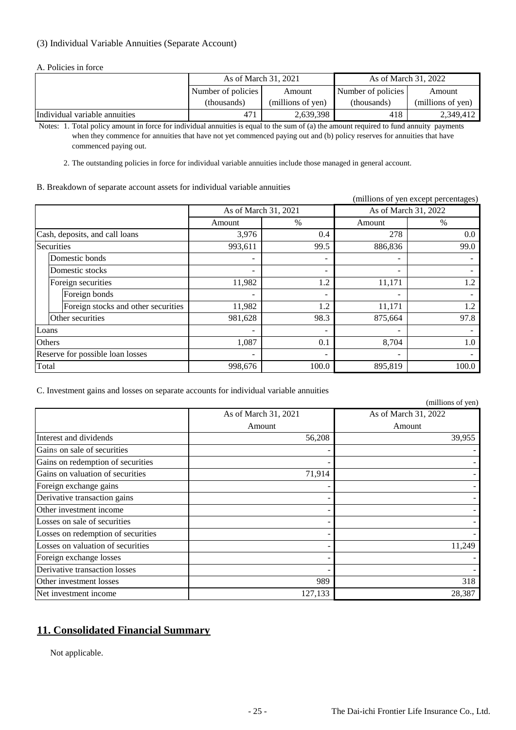(3) Individual Variable Annuities (Separate Account)

A. Policies in force

| | As of March 31, 2021 | | As of March 31, 2022 | |
|---|---|---|---|---|
| | Number of policies (thousands) | Amount (millions of yen) | Number of policies (thousands) | Amount (millions of yen) |
| Individual variable annuities | 471 | 2,639,398 | 418 | 2,349,412 |

Notes: 1. Total policy amount in force for individual annuities is equal to the sum of (a) the amount required to fund annuity payments when they commence for annuities that have not yet commenced paying out and (b) policy reserves for annuities that have commenced paying out.

2. The outstanding policies in force for individual variable annuities include those managed in general account.

B. Breakdown of separate account assets for individual variable annuities

(millions of yen except percentages)

| | As of March 31, 2021 | | As of March 31, 2022 | |
|---|---|---|---|---|
| | Amount | % | Amount | % |
| Cash, deposits, and call loans | 3,976 | 0.4 | 278 | 0.0 |
| Securities | 993,611 | 99.5 | 886,836 | 99.0 |
| Domestic bonds | - | - | - | - |
| Domestic stocks | - | - | - | - |
| Foreign securities | 11,982 | 1.2 | 11,171 | 1.2 |
| Foreign bonds | - | - | - | - |
| Foreign stocks and other securities | 11,982 | 1.2 | 11,171 | 1.2 |
| Other securities | 981,628 | 98.3 | 875,664 | 97.8 |
| Loans | - | - | - | - |
| Others | 1,087 | 0.1 | 8,704 | 1.0 |
| Reserve for possible loan losses | - | - | - | - |
| Total | 998,676 | 100.0 | 895,819 | 100.0 |

C. Investment gains and losses on separate accounts for individual variable annuities

(millions of yen)

| | As of March 31, 2021 | As of March 31, 2022 |
|---|---|---|
| | Amount | Amount |
| Interest and dividends | 56,208 | 39,955 |
| Gains on sale of securities | - | - |
| Gains on redemption of securities | - | - |
| Gains on valuation of securities | 71,914 | - |
| Foreign exchange gains | - | - |
| Derivative transaction gains | - | - |
| Other investment income | - | - |
| Losses on sale of securities | - | - |
| Losses on redemption of securities | - | - |
| Losses on valuation of securities | - | 11,249 |
| Foreign exchange losses | - | - |
| Derivative transaction losses | - | - |
| Other investment losses | 989 | 318 |
| Net investment income | 127,133 | 28,387 |

## 11. Consolidated Financial Summary

Not applicable.